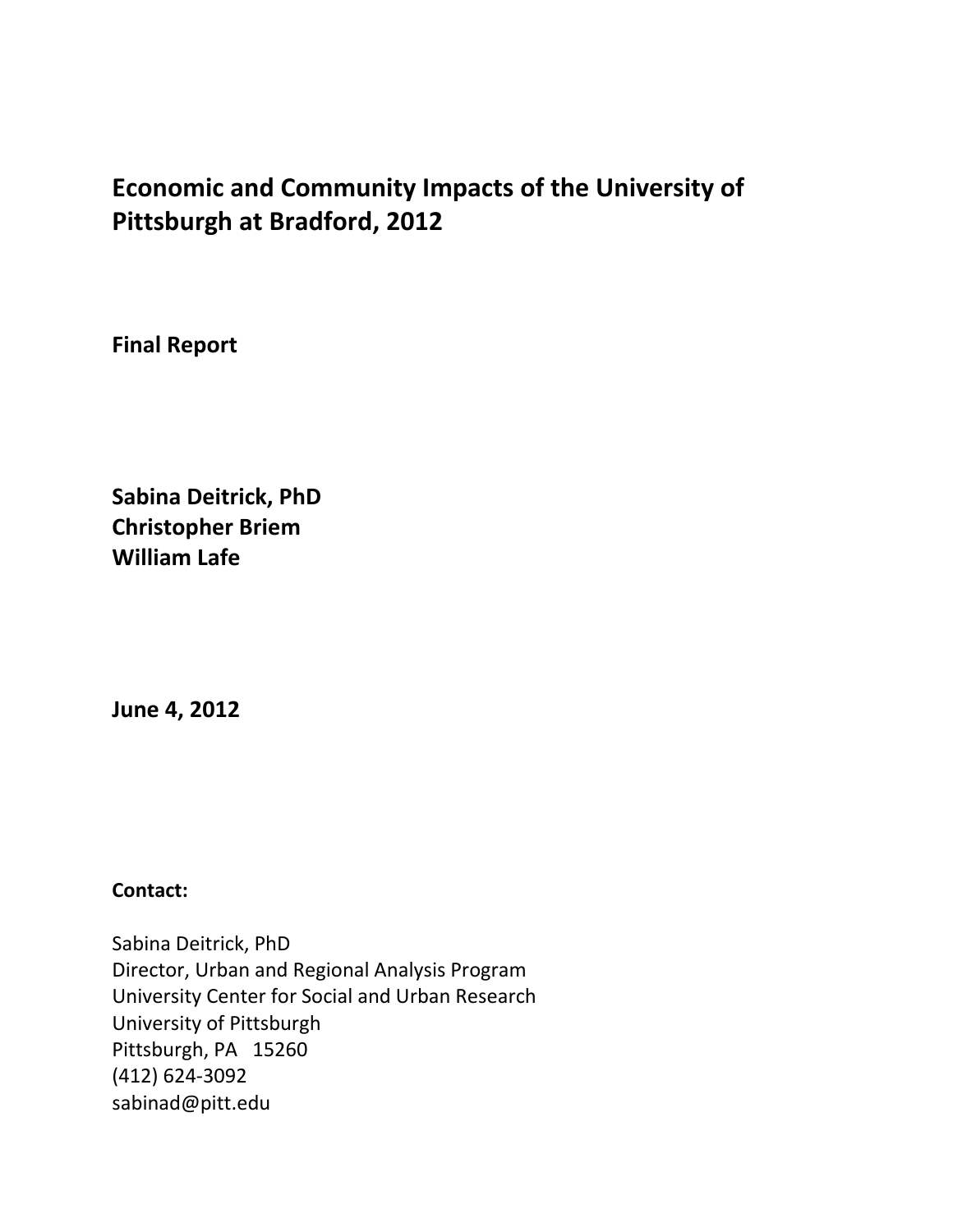# Economic and Community Impacts of the University of Pittsburgh at Bradford, 2012

**Final Report**

**Sabina Deitrick, PhD**
**Christopher Briem**
**William Lafe**

**June 4, 2012**

**Contact:**

Sabina Deitrick, PhD
Director, Urban and Regional Analysis Program
University Center for Social and Urban Research
University of Pittsburgh
Pittsburgh, PA 15260
(412) 624-3092
sabinad@pitt.edu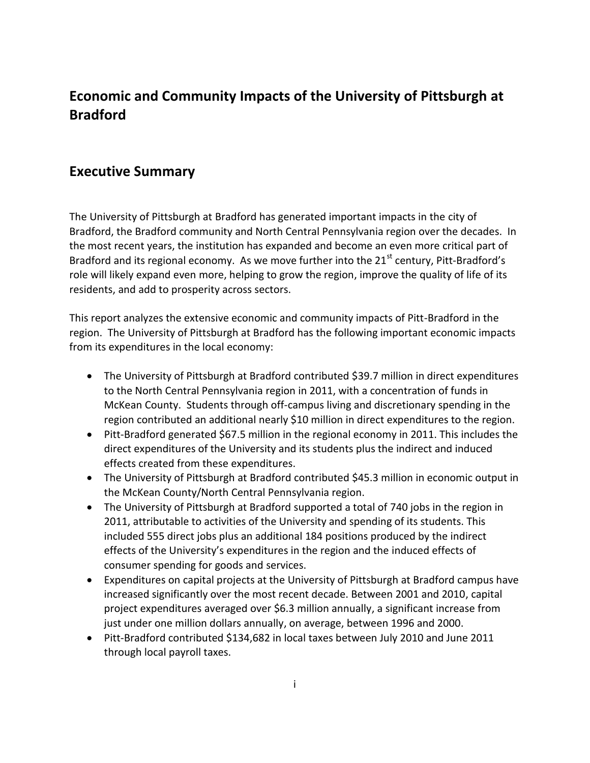# Economic and Community Impacts of the University of Pittsburgh at Bradford

## Executive Summary

The University of Pittsburgh at Bradford has generated important impacts in the city of Bradford, the Bradford community and North Central Pennsylvania region over the decades. In the most recent years, the institution has expanded and become an even more critical part of Bradford and its regional economy. As we move further into the 21st century, Pitt-Bradford's role will likely expand even more, helping to grow the region, improve the quality of life of its residents, and add to prosperity across sectors.

This report analyzes the extensive economic and community impacts of Pitt-Bradford in the region. The University of Pittsburgh at Bradford has the following important economic impacts from its expenditures in the local economy:

- The University of Pittsburgh at Bradford contributed $39.7 million in direct expenditures to the North Central Pennsylvania region in 2011, with a concentration of funds in McKean County. Students through off-campus living and discretionary spending in the region contributed an additional nearly $10 million in direct expenditures to the region.
- Pitt-Bradford generated $67.5 million in the regional economy in 2011. This includes the direct expenditures of the University and its students plus the indirect and induced effects created from these expenditures.
- The University of Pittsburgh at Bradford contributed $45.3 million in economic output in the McKean County/North Central Pennsylvania region.
- The University of Pittsburgh at Bradford supported a total of 740 jobs in the region in 2011, attributable to activities of the University and spending of its students. This included 555 direct jobs plus an additional 184 positions produced by the indirect effects of the University's expenditures in the region and the induced effects of consumer spending for goods and services.
- Expenditures on capital projects at the University of Pittsburgh at Bradford campus have increased significantly over the most recent decade. Between 2001 and 2010, capital project expenditures averaged over $6.3 million annually, a significant increase from just under one million dollars annually, on average, between 1996 and 2000.
- Pitt-Bradford contributed $134,682 in local taxes between July 2010 and June 2011 through local payroll taxes.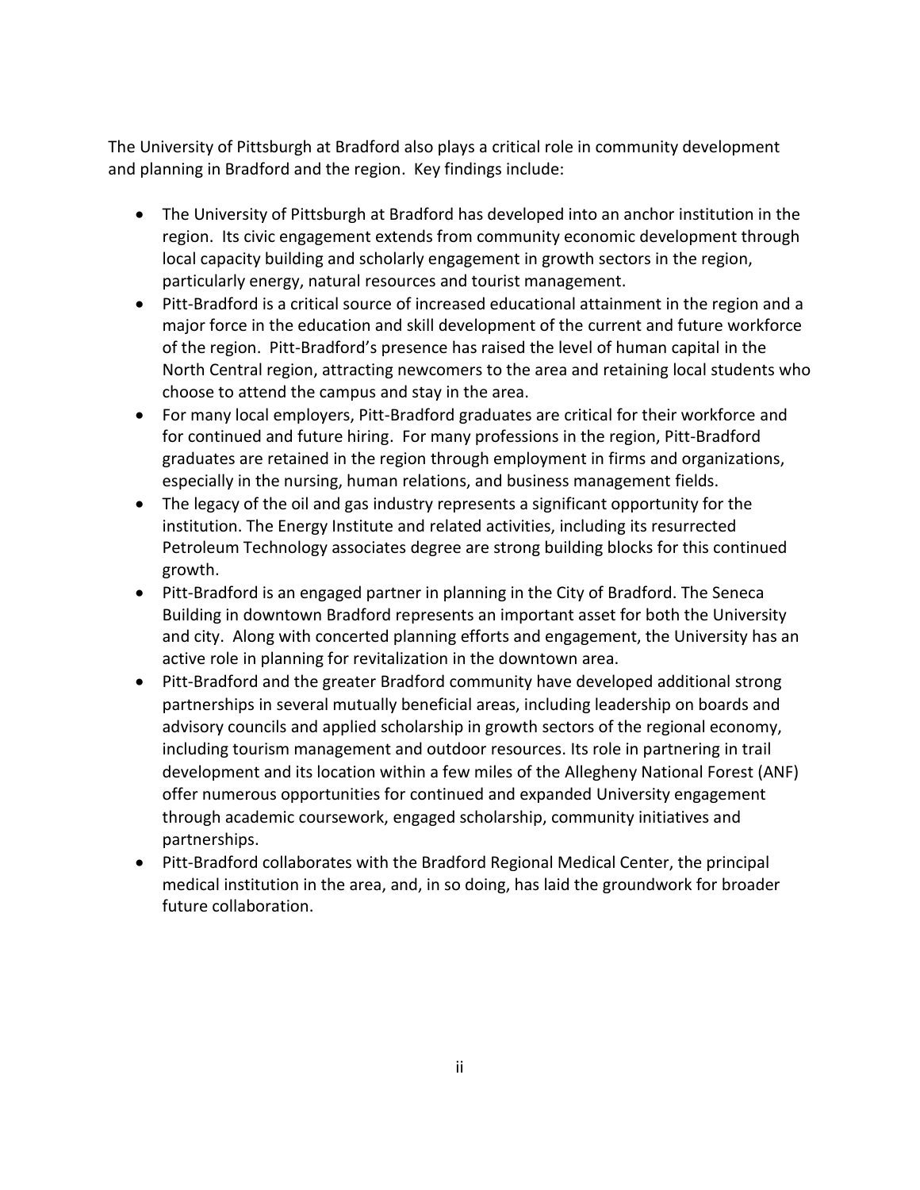The University of Pittsburgh at Bradford also plays a critical role in community development and planning in Bradford and the region. Key findings include:

- The University of Pittsburgh at Bradford has developed into an anchor institution in the region. Its civic engagement extends from community economic development through local capacity building and scholarly engagement in growth sectors in the region, particularly energy, natural resources and tourist management.
- Pitt-Bradford is a critical source of increased educational attainment in the region and a major force in the education and skill development of the current and future workforce of the region. Pitt-Bradford's presence has raised the level of human capital in the North Central region, attracting newcomers to the area and retaining local students who choose to attend the campus and stay in the area.
- For many local employers, Pitt-Bradford graduates are critical for their workforce and for continued and future hiring. For many professions in the region, Pitt-Bradford graduates are retained in the region through employment in firms and organizations, especially in the nursing, human relations, and business management fields.
- The legacy of the oil and gas industry represents a significant opportunity for the institution. The Energy Institute and related activities, including its resurrected Petroleum Technology associates degree are strong building blocks for this continued growth.
- Pitt-Bradford is an engaged partner in planning in the City of Bradford. The Seneca Building in downtown Bradford represents an important asset for both the University and city. Along with concerted planning efforts and engagement, the University has an active role in planning for revitalization in the downtown area.
- Pitt-Bradford and the greater Bradford community have developed additional strong partnerships in several mutually beneficial areas, including leadership on boards and advisory councils and applied scholarship in growth sectors of the regional economy, including tourism management and outdoor resources. Its role in partnering in trail development and its location within a few miles of the Allegheny National Forest (ANF) offer numerous opportunities for continued and expanded University engagement through academic coursework, engaged scholarship, community initiatives and partnerships.
- Pitt-Bradford collaborates with the Bradford Regional Medical Center, the principal medical institution in the area, and, in so doing, has laid the groundwork for broader future collaboration.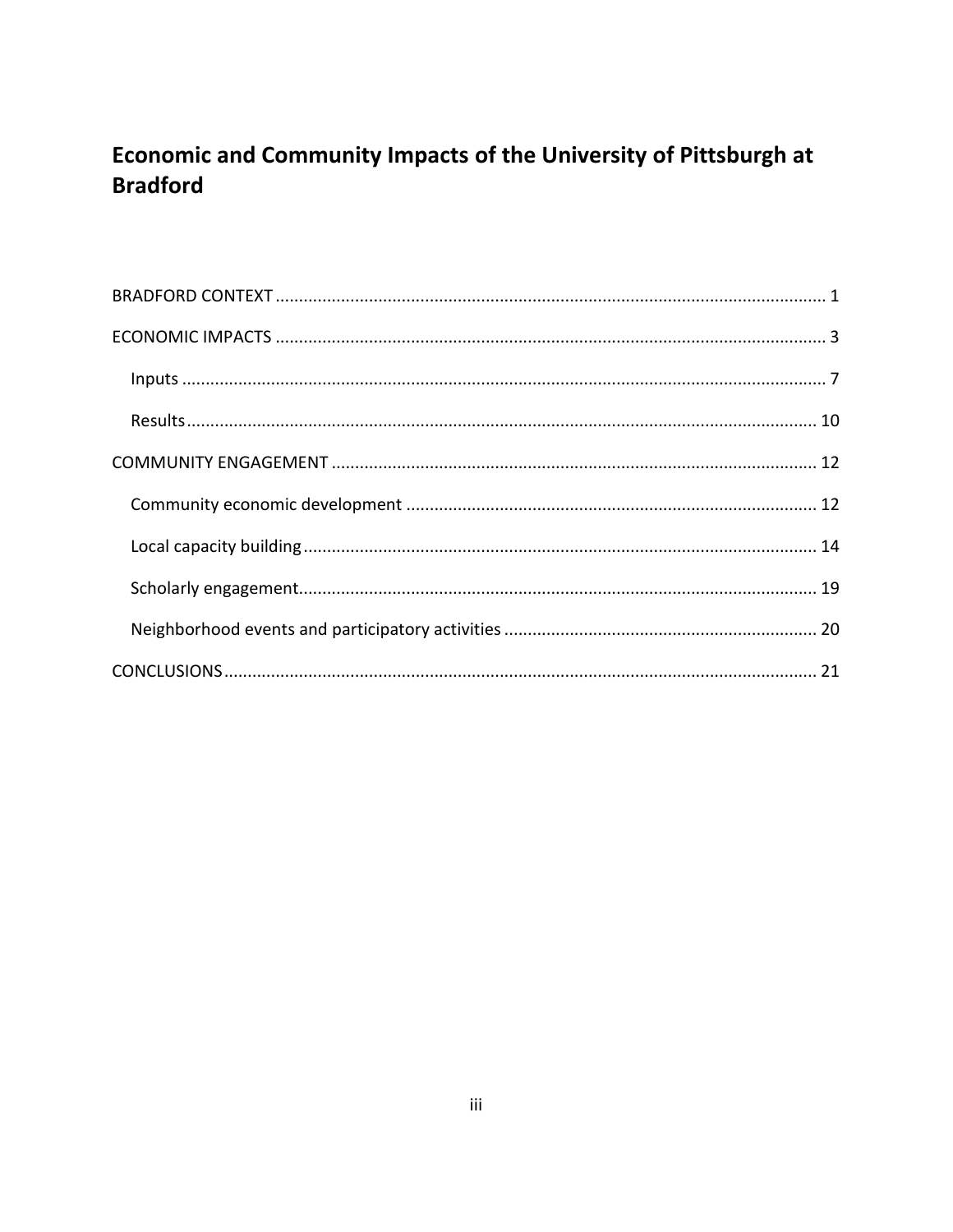# Economic and Community Impacts of the University of Pittsburgh at Bradford

BRADFORD CONTEXT ........................................................................................................ 1

ECONOMIC IMPACTS ........................................................................................................ 3

  Inputs ........................................................................................................................... 7

  Results ......................................................................................................................... 10

COMMUNITY ENGAGEMENT ........................................................................................... 12

  Community economic development ........................................................................... 12

  Local capacity building ................................................................................................. 14

  Scholarly engagement.................................................................................................. 19

  Neighborhood events and participatory activities ...................................................... 20

CONCLUSIONS.................................................................................................................. 21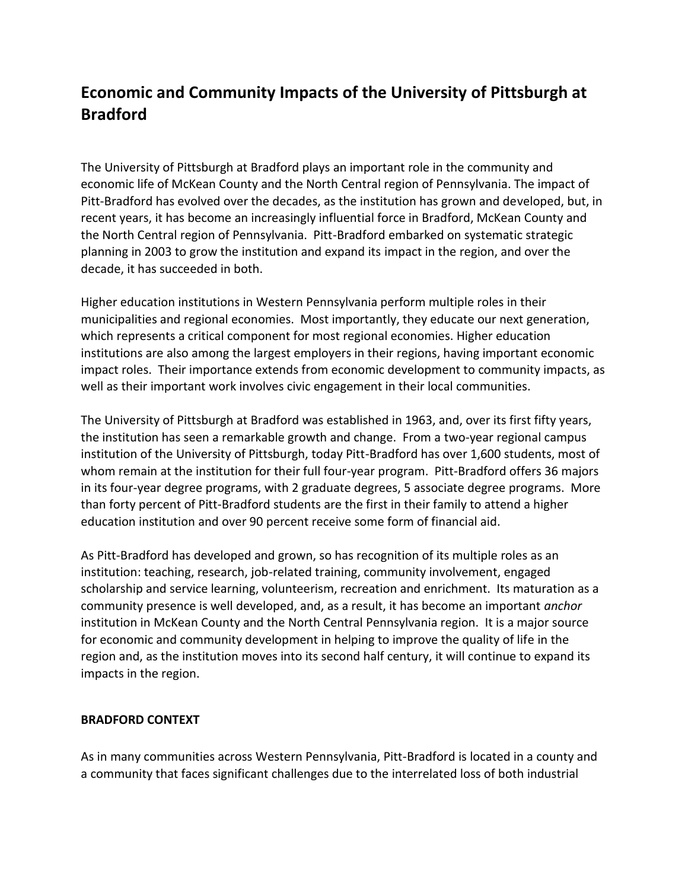# Economic and Community Impacts of the University of Pittsburgh at Bradford

The University of Pittsburgh at Bradford plays an important role in the community and economic life of McKean County and the North Central region of Pennsylvania. The impact of Pitt-Bradford has evolved over the decades, as the institution has grown and developed, but, in recent years, it has become an increasingly influential force in Bradford, McKean County and the North Central region of Pennsylvania. Pitt-Bradford embarked on systematic strategic planning in 2003 to grow the institution and expand its impact in the region, and over the decade, it has succeeded in both.

Higher education institutions in Western Pennsylvania perform multiple roles in their municipalities and regional economies. Most importantly, they educate our next generation, which represents a critical component for most regional economies. Higher education institutions are also among the largest employers in their regions, having important economic impact roles. Their importance extends from economic development to community impacts, as well as their important work involves civic engagement in their local communities.

The University of Pittsburgh at Bradford was established in 1963, and, over its first fifty years, the institution has seen a remarkable growth and change. From a two-year regional campus institution of the University of Pittsburgh, today Pitt-Bradford has over 1,600 students, most of whom remain at the institution for their full four-year program. Pitt-Bradford offers 36 majors in its four-year degree programs, with 2 graduate degrees, 5 associate degree programs. More than forty percent of Pitt-Bradford students are the first in their family to attend a higher education institution and over 90 percent receive some form of financial aid.

As Pitt-Bradford has developed and grown, so has recognition of its multiple roles as an institution: teaching, research, job-related training, community involvement, engaged scholarship and service learning, volunteerism, recreation and enrichment. Its maturation as a community presence is well developed, and, as a result, it has become an important *anchor* institution in McKean County and the North Central Pennsylvania region. It is a major source for economic and community development in helping to improve the quality of life in the region and, as the institution moves into its second half century, it will continue to expand its impacts in the region.

**BRADFORD CONTEXT**

As in many communities across Western Pennsylvania, Pitt-Bradford is located in a county and a community that faces significant challenges due to the interrelated loss of both industrial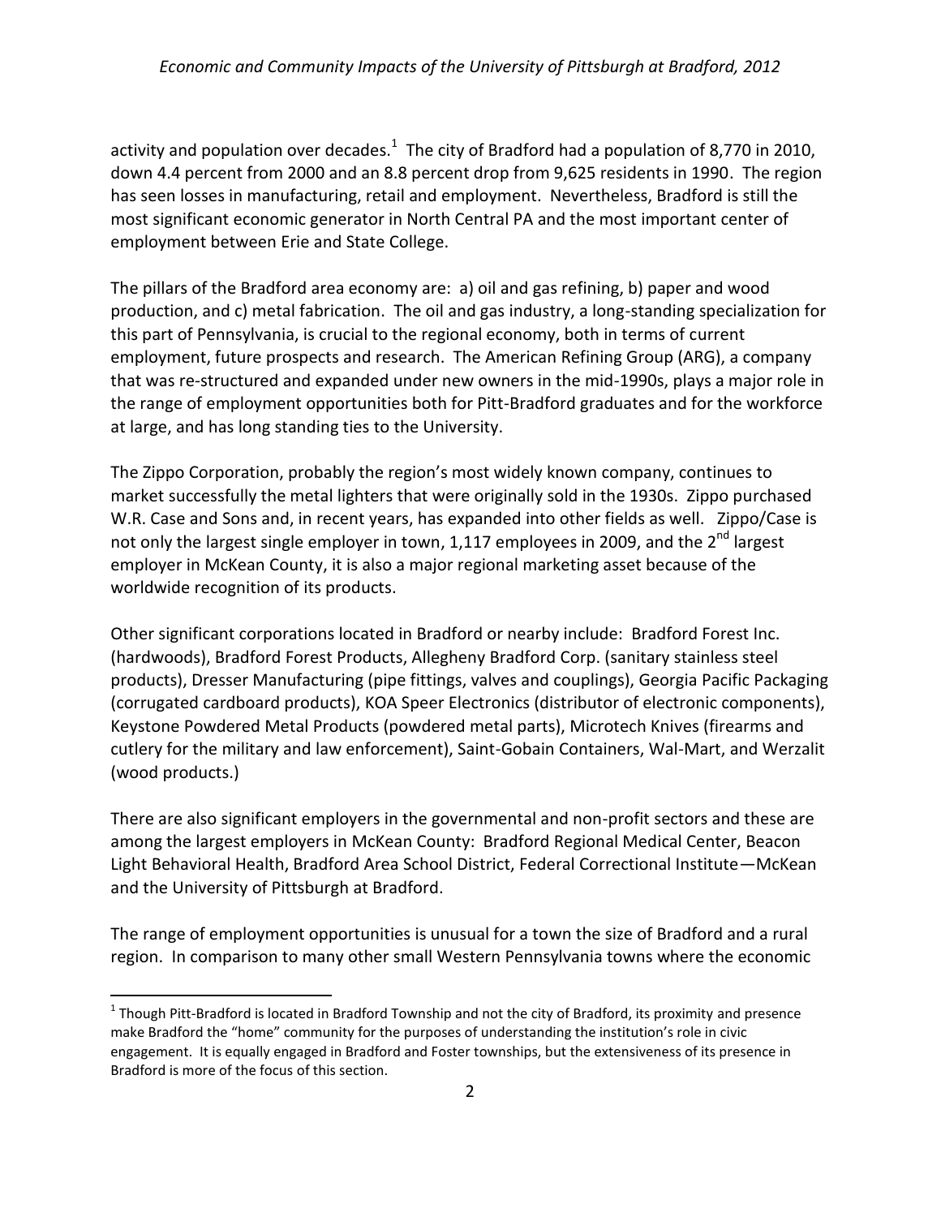activity and population over decades.[1] The city of Bradford had a population of 8,770 in 2010, down 4.4 percent from 2000 and an 8.8 percent drop from 9,625 residents in 1990. The region has seen losses in manufacturing, retail and employment. Nevertheless, Bradford is still the most significant economic generator in North Central PA and the most important center of employment between Erie and State College.

The pillars of the Bradford area economy are: a) oil and gas refining, b) paper and wood production, and c) metal fabrication. The oil and gas industry, a long-standing specialization for this part of Pennsylvania, is crucial to the regional economy, both in terms of current employment, future prospects and research. The American Refining Group (ARG), a company that was re-structured and expanded under new owners in the mid-1990s, plays a major role in the range of employment opportunities both for Pitt-Bradford graduates and for the workforce at large, and has long standing ties to the University.

The Zippo Corporation, probably the region's most widely known company, continues to market successfully the metal lighters that were originally sold in the 1930s. Zippo purchased W.R. Case and Sons and, in recent years, has expanded into other fields as well. Zippo/Case is not only the largest single employer in town, 1,117 employees in 2009, and the 2nd largest employer in McKean County, it is also a major regional marketing asset because of the worldwide recognition of its products.

Other significant corporations located in Bradford or nearby include: Bradford Forest Inc. (hardwoods), Bradford Forest Products, Allegheny Bradford Corp. (sanitary stainless steel products), Dresser Manufacturing (pipe fittings, valves and couplings), Georgia Pacific Packaging (corrugated cardboard products), KOA Speer Electronics (distributor of electronic components), Keystone Powdered Metal Products (powdered metal parts), Microtech Knives (firearms and cutlery for the military and law enforcement), Saint-Gobain Containers, Wal-Mart, and Werzalit (wood products.)

There are also significant employers in the governmental and non-profit sectors and these are among the largest employers in McKean County: Bradford Regional Medical Center, Beacon Light Behavioral Health, Bradford Area School District, Federal Correctional Institute—McKean and the University of Pittsburgh at Bradford.

The range of employment opportunities is unusual for a town the size of Bradford and a rural region. In comparison to many other small Western Pennsylvania towns where the economic

[1] Though Pitt-Bradford is located in Bradford Township and not the city of Bradford, its proximity and presence make Bradford the "home" community for the purposes of understanding the institution's role in civic engagement. It is equally engaged in Bradford and Foster townships, but the extensiveness of its presence in Bradford is more of the focus of this section.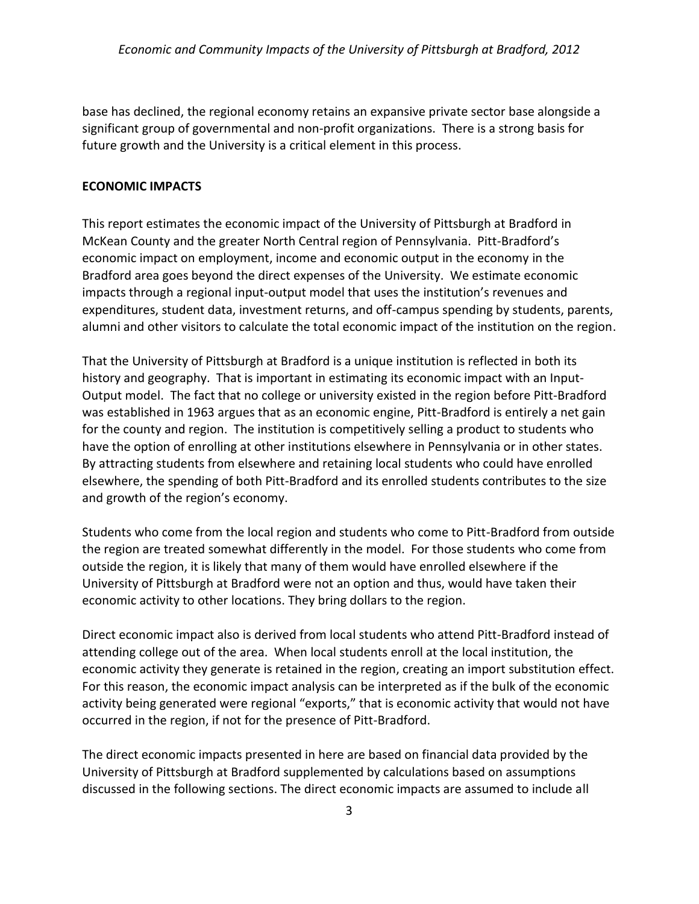base has declined, the regional economy retains an expansive private sector base alongside a significant group of governmental and non-profit organizations. There is a strong basis for future growth and the University is a critical element in this process.

**ECONOMIC IMPACTS**

This report estimates the economic impact of the University of Pittsburgh at Bradford in McKean County and the greater North Central region of Pennsylvania. Pitt-Bradford's economic impact on employment, income and economic output in the economy in the Bradford area goes beyond the direct expenses of the University. We estimate economic impacts through a regional input-output model that uses the institution's revenues and expenditures, student data, investment returns, and off-campus spending by students, parents, alumni and other visitors to calculate the total economic impact of the institution on the region.

That the University of Pittsburgh at Bradford is a unique institution is reflected in both its history and geography. That is important in estimating its economic impact with an Input-Output model. The fact that no college or university existed in the region before Pitt-Bradford was established in 1963 argues that as an economic engine, Pitt-Bradford is entirely a net gain for the county and region. The institution is competitively selling a product to students who have the option of enrolling at other institutions elsewhere in Pennsylvania or in other states. By attracting students from elsewhere and retaining local students who could have enrolled elsewhere, the spending of both Pitt-Bradford and its enrolled students contributes to the size and growth of the region's economy.

Students who come from the local region and students who come to Pitt-Bradford from outside the region are treated somewhat differently in the model. For those students who come from outside the region, it is likely that many of them would have enrolled elsewhere if the University of Pittsburgh at Bradford were not an option and thus, would have taken their economic activity to other locations. They bring dollars to the region.

Direct economic impact also is derived from local students who attend Pitt-Bradford instead of attending college out of the area. When local students enroll at the local institution, the economic activity they generate is retained in the region, creating an import substitution effect. For this reason, the economic impact analysis can be interpreted as if the bulk of the economic activity being generated were regional "exports," that is economic activity that would not have occurred in the region, if not for the presence of Pitt-Bradford.

The direct economic impacts presented in here are based on financial data provided by the University of Pittsburgh at Bradford supplemented by calculations based on assumptions discussed in the following sections. The direct economic impacts are assumed to include all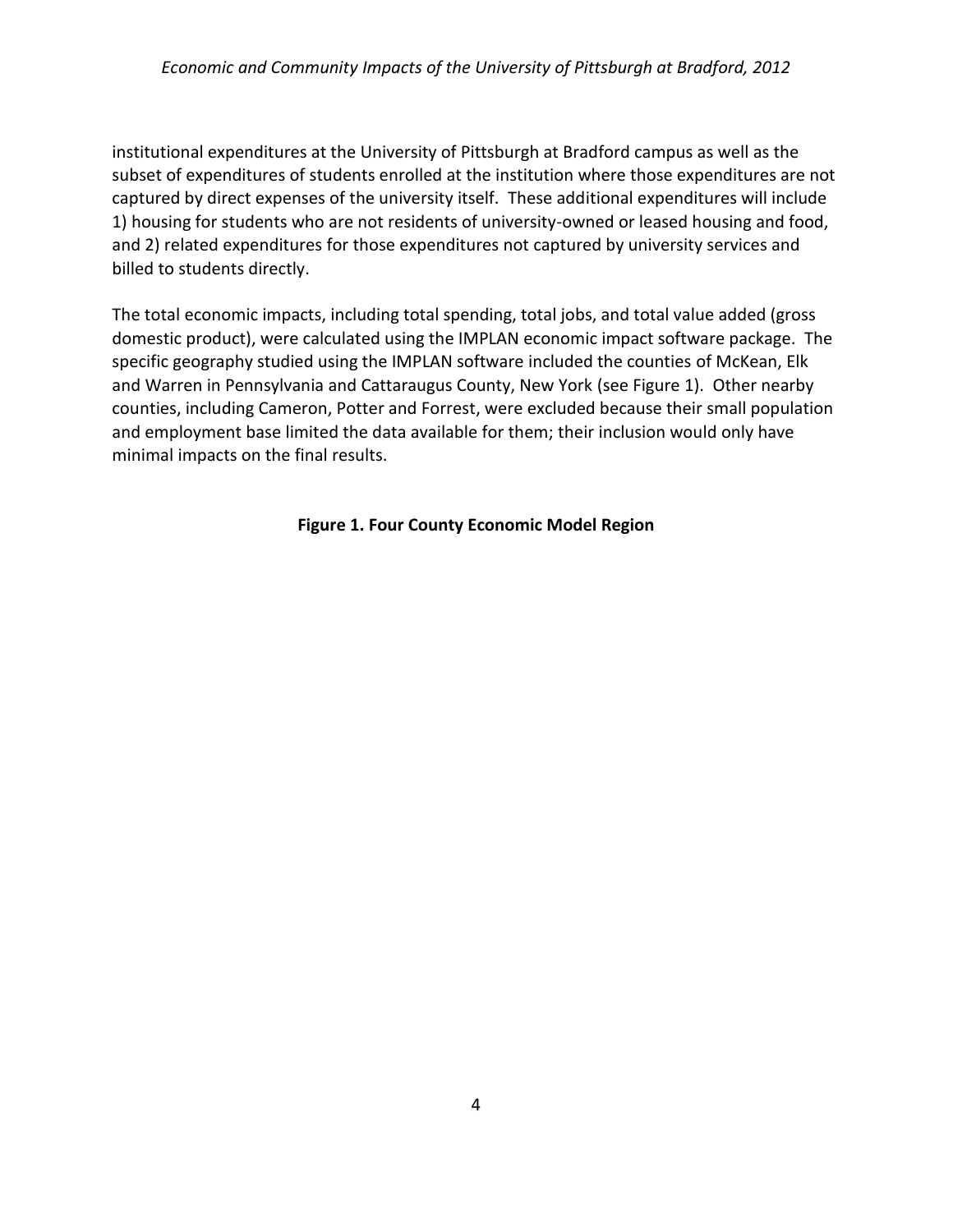institutional expenditures at the University of Pittsburgh at Bradford campus as well as the subset of expenditures of students enrolled at the institution where those expenditures are not captured by direct expenses of the university itself. These additional expenditures will include 1) housing for students who are not residents of university-owned or leased housing and food, and 2) related expenditures for those expenditures not captured by university services and billed to students directly.

The total economic impacts, including total spending, total jobs, and total value added (gross domestic product), were calculated using the IMPLAN economic impact software package. The specific geography studied using the IMPLAN software included the counties of McKean, Elk and Warren in Pennsylvania and Cattaraugus County, New York (see Figure 1). Other nearby counties, including Cameron, Potter and Forrest, were excluded because their small population and employment base limited the data available for them; their inclusion would only have minimal impacts on the final results.

**Figure 1. Four County Economic Model Region**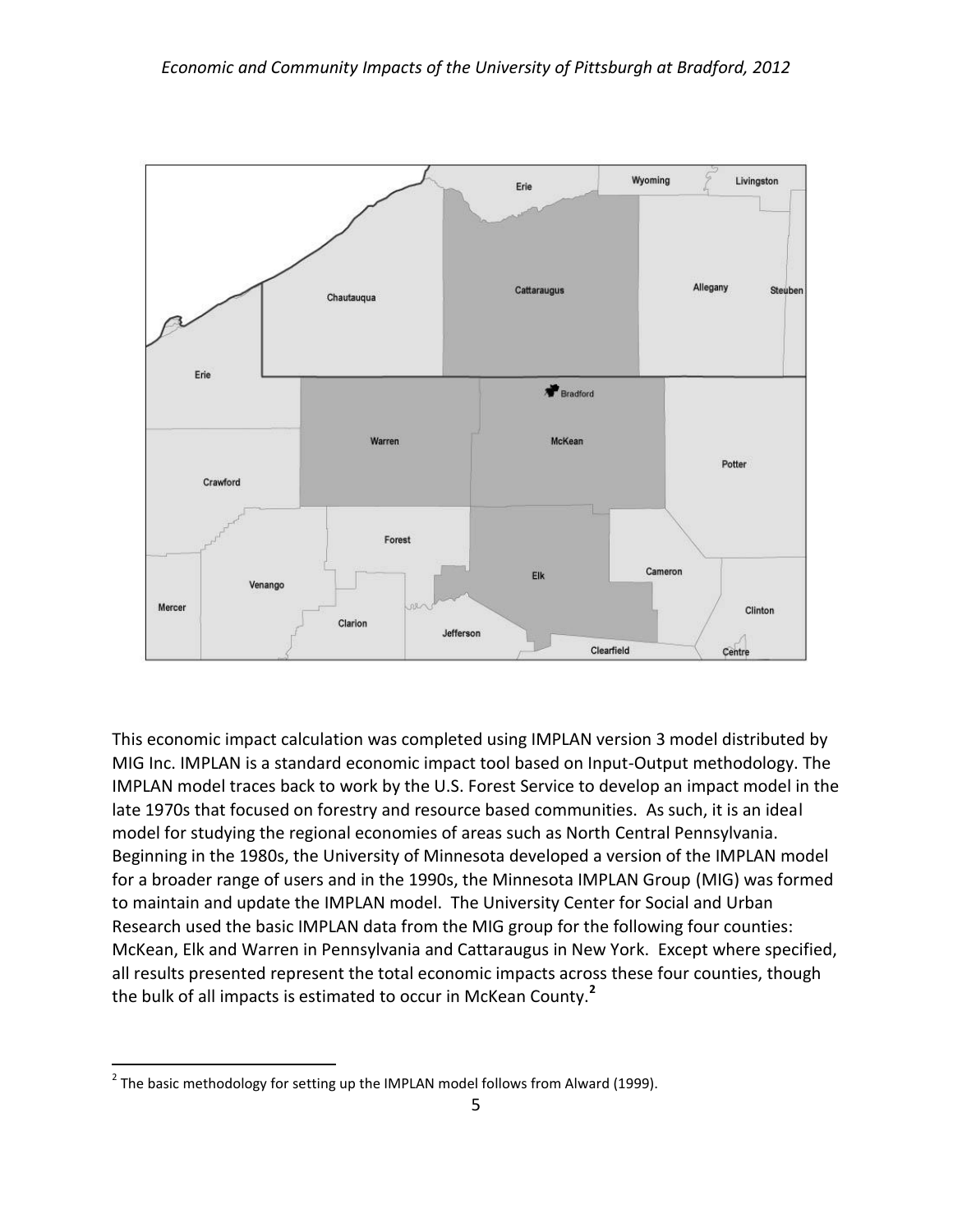This economic impact calculation was completed using IMPLAN version 3 model distributed by MIG Inc. IMPLAN is a standard economic impact tool based on Input-Output methodology. The IMPLAN model traces back to work by the U.S. Forest Service to develop an impact model in the late 1970s that focused on forestry and resource based communities. As such, it is an ideal model for studying the regional economies of areas such as North Central Pennsylvania. Beginning in the 1980s, the University of Minnesota developed a version of the IMPLAN model for a broader range of users and in the 1990s, the Minnesota IMPLAN Group (MIG) was formed to maintain and update the IMPLAN model. The University Center for Social and Urban Research used the basic IMPLAN data from the MIG group for the following four counties: McKean, Elk and Warren in Pennsylvania and Cattaraugus in New York. Except where specified, all results presented represent the total economic impacts across these four counties, though the bulk of all impacts is estimated to occur in McKean County.[2]

[2] The basic methodology for setting up the IMPLAN model follows from Alward (1999).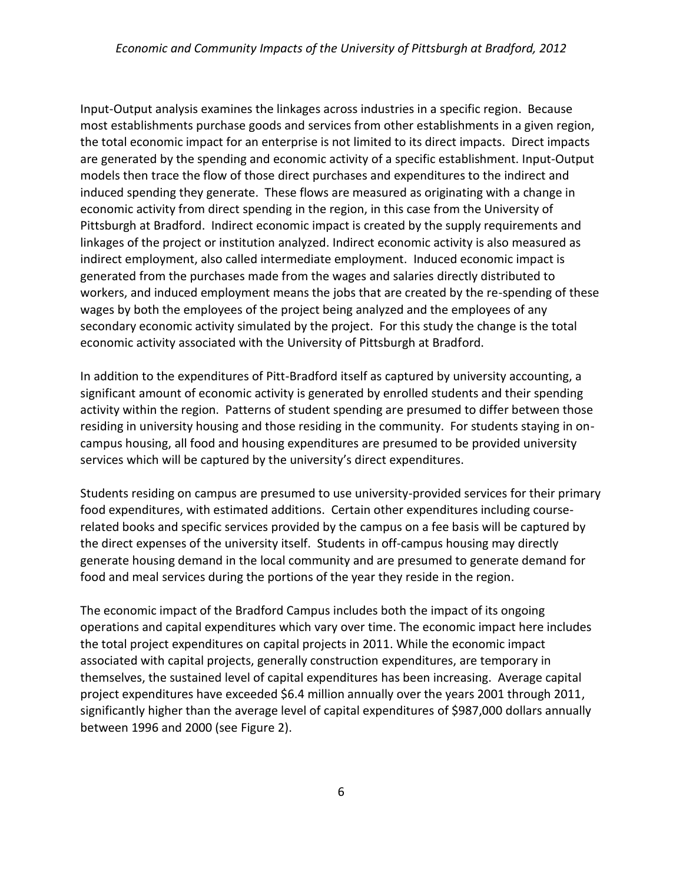Input-Output analysis examines the linkages across industries in a specific region. Because most establishments purchase goods and services from other establishments in a given region, the total economic impact for an enterprise is not limited to its direct impacts. Direct impacts are generated by the spending and economic activity of a specific establishment. Input-Output models then trace the flow of those direct purchases and expenditures to the indirect and induced spending they generate. These flows are measured as originating with a change in economic activity from direct spending in the region, in this case from the University of Pittsburgh at Bradford. Indirect economic impact is created by the supply requirements and linkages of the project or institution analyzed. Indirect economic activity is also measured as indirect employment, also called intermediate employment. Induced economic impact is generated from the purchases made from the wages and salaries directly distributed to workers, and induced employment means the jobs that are created by the re-spending of these wages by both the employees of the project being analyzed and the employees of any secondary economic activity simulated by the project. For this study the change is the total economic activity associated with the University of Pittsburgh at Bradford.

In addition to the expenditures of Pitt-Bradford itself as captured by university accounting, a significant amount of economic activity is generated by enrolled students and their spending activity within the region. Patterns of student spending are presumed to differ between those residing in university housing and those residing in the community. For students staying in on-campus housing, all food and housing expenditures are presumed to be provided university services which will be captured by the university's direct expenditures.

Students residing on campus are presumed to use university-provided services for their primary food expenditures, with estimated additions. Certain other expenditures including course-related books and specific services provided by the campus on a fee basis will be captured by the direct expenses of the university itself. Students in off-campus housing may directly generate housing demand in the local community and are presumed to generate demand for food and meal services during the portions of the year they reside in the region.

The economic impact of the Bradford Campus includes both the impact of its ongoing operations and capital expenditures which vary over time. The economic impact here includes the total project expenditures on capital projects in 2011. While the economic impact associated with capital projects, generally construction expenditures, are temporary in themselves, the sustained level of capital expenditures has been increasing. Average capital project expenditures have exceeded $6.4 million annually over the years 2001 through 2011, significantly higher than the average level of capital expenditures of $987,000 dollars annually between 1996 and 2000 (see Figure 2).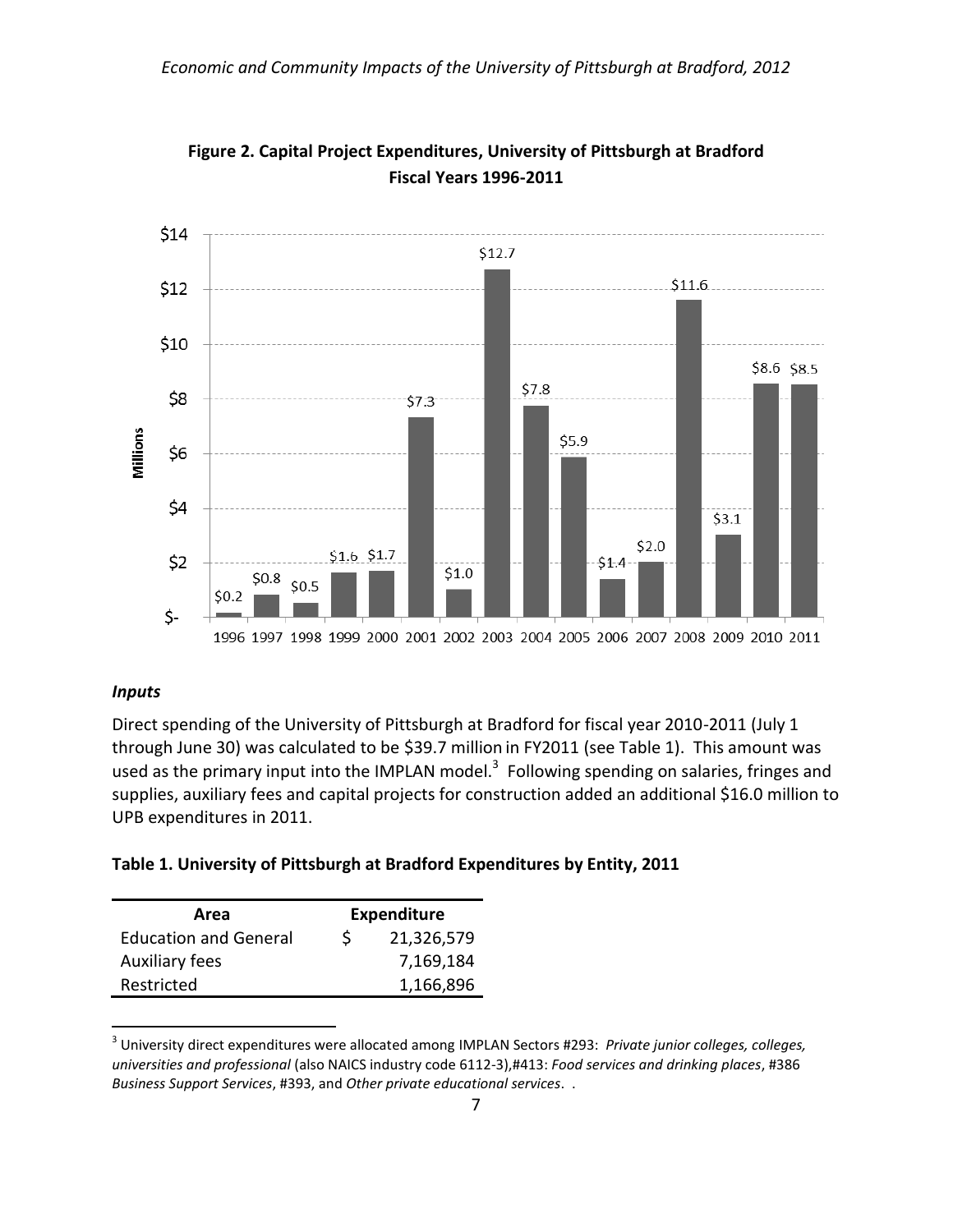**Figure 2. Capital Project Expenditures, University of Pittsburgh at Bradford Fiscal Years 1996-2011**

| Fiscal Year | Millions |
|---|---|
| 1996 | $0.2 |
| 1997 | $0.8 |
| 1998 | $0.5 |
| 1999 | $1.6 |
| 2000 | $1.7 |
| 2001 | $7.3 |
| 2002 | $1.0 |
| 2003 | $12.7 |
| 2004 | $7.8 |
| 2005 | $5.9 |
| 2006 | $1.4 |
| 2007 | $2.0 |
| 2008 | $11.6 |
| 2009 | $3.1 |
| 2010 | $8.6 |
| 2011 | $8.5 |

### *Inputs*

Direct spending of the University of Pittsburgh at Bradford for fiscal year 2010-2011 (July 1 through June 30) was calculated to be $39.7 million in FY2011 (see Table 1). This amount was used as the primary input into the IMPLAN model.[3] Following spending on salaries, fringes and supplies, auxiliary fees and capital projects for construction added an additional $16.0 million to UPB expenditures in 2011.

**Table 1. University of Pittsburgh at Bradford Expenditures by Entity, 2011**

| Area | Expenditure |
|---|---|
| Education and General | $ 21,326,579 |
| Auxiliary fees | 7,169,184 |
| Restricted | 1,166,896 |

[3] University direct expenditures were allocated among IMPLAN Sectors #293: *Private junior colleges, colleges, universities and professional* (also NAICS industry code 6112-3),#413: *Food services and drinking places*, #386 *Business Support Services*, #393, and *Other private educational services*. .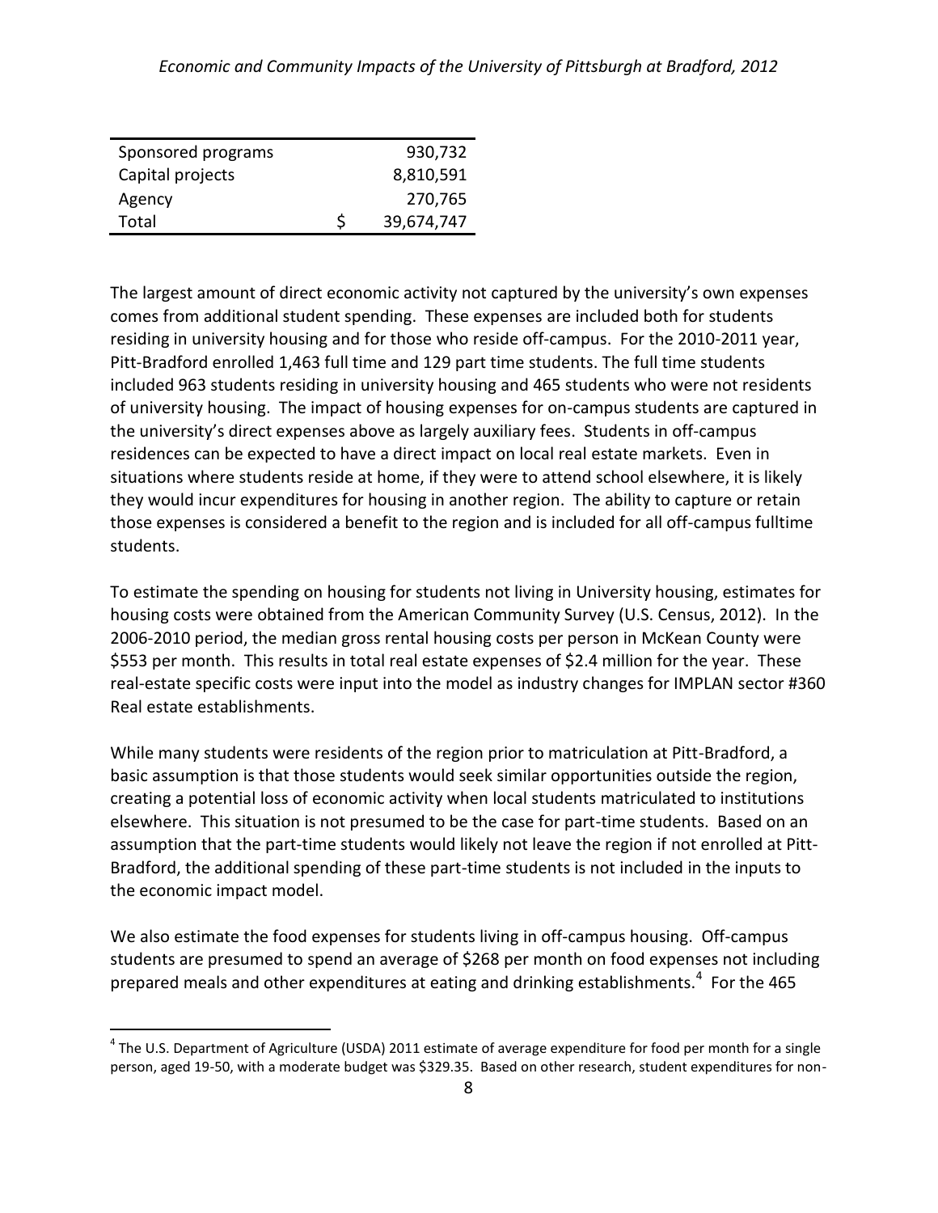| | |
|---|---|
| Sponsored programs | 930,732 |
| Capital projects | 8,810,591 |
| Agency | 270,765 |
| Total | $ 39,674,747 |

The largest amount of direct economic activity not captured by the university's own expenses comes from additional student spending. These expenses are included both for students residing in university housing and for those who reside off-campus. For the 2010-2011 year, Pitt-Bradford enrolled 1,463 full time and 129 part time students. The full time students included 963 students residing in university housing and 465 students who were not residents of university housing. The impact of housing expenses for on-campus students are captured in the university's direct expenses above as largely auxiliary fees. Students in off-campus residences can be expected to have a direct impact on local real estate markets. Even in situations where students reside at home, if they were to attend school elsewhere, it is likely they would incur expenditures for housing in another region. The ability to capture or retain those expenses is considered a benefit to the region and is included for all off-campus fulltime students.

To estimate the spending on housing for students not living in University housing, estimates for housing costs were obtained from the American Community Survey (U.S. Census, 2012). In the 2006-2010 period, the median gross rental housing costs per person in McKean County were $553 per month. This results in total real estate expenses of $2.4 million for the year. These real-estate specific costs were input into the model as industry changes for IMPLAN sector #360 Real estate establishments.

While many students were residents of the region prior to matriculation at Pitt-Bradford, a basic assumption is that those students would seek similar opportunities outside the region, creating a potential loss of economic activity when local students matriculated to institutions elsewhere. This situation is not presumed to be the case for part-time students. Based on an assumption that the part-time students would likely not leave the region if not enrolled at Pitt-Bradford, the additional spending of these part-time students is not included in the inputs to the economic impact model.

We also estimate the food expenses for students living in off-campus housing. Off-campus students are presumed to spend an average of $268 per month on food expenses not including prepared meals and other expenditures at eating and drinking establishments.[4] For the 465

[4] The U.S. Department of Agriculture (USDA) 2011 estimate of average expenditure for food per month for a single person, aged 19-50, with a moderate budget was $329.35. Based on other research, student expenditures for non-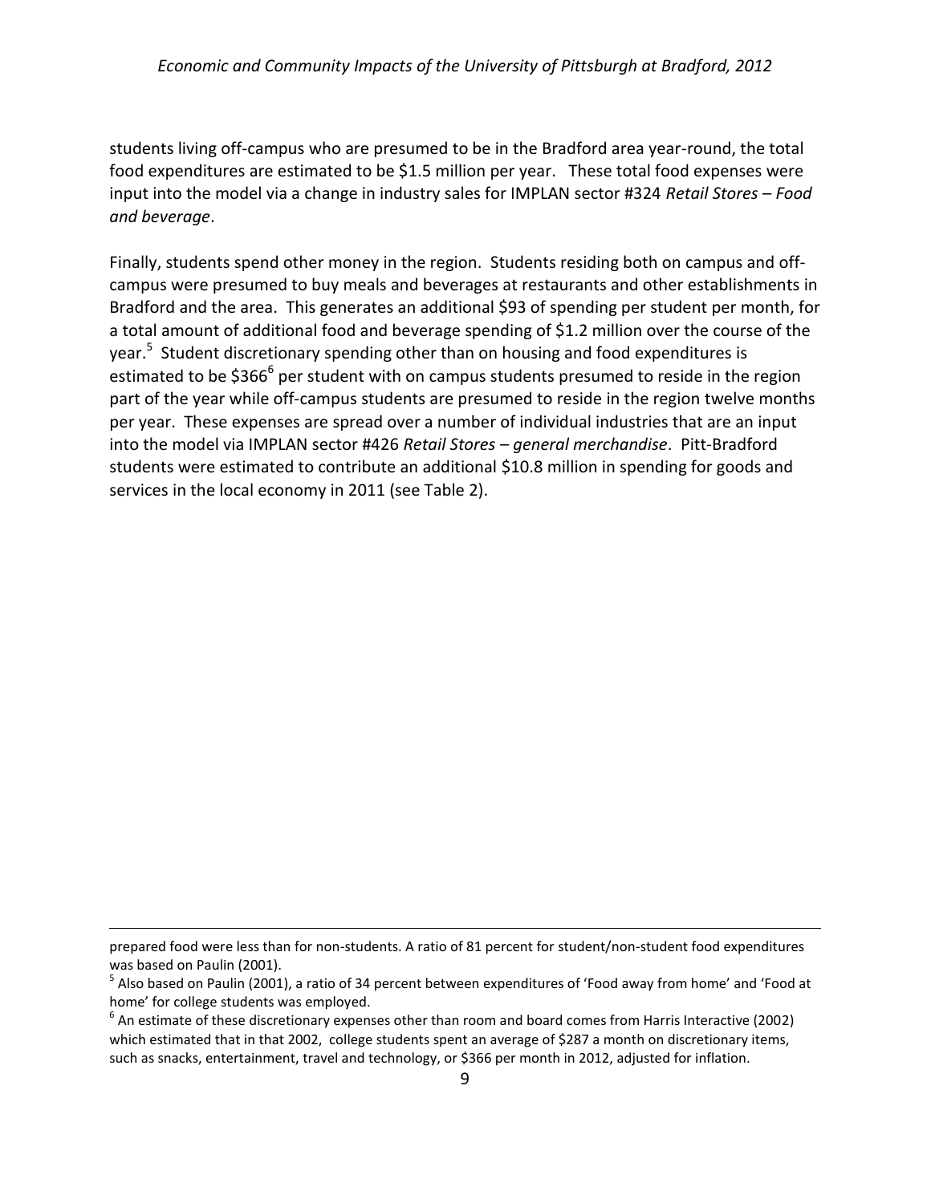students living off-campus who are presumed to be in the Bradford area year-round, the total food expenditures are estimated to be $1.5 million per year. These total food expenses were input into the model via a change in industry sales for IMPLAN sector #324 *Retail Stores – Food and beverage*.

Finally, students spend other money in the region. Students residing both on campus and off-campus were presumed to buy meals and beverages at restaurants and other establishments in Bradford and the area. This generates an additional $93 of spending per student per month, for a total amount of additional food and beverage spending of $1.2 million over the course of the year.[5] Student discretionary spending other than on housing and food expenditures is estimated to be $366[6] per student with on campus students presumed to reside in the region part of the year while off-campus students are presumed to reside in the region twelve months per year. These expenses are spread over a number of individual industries that are an input into the model via IMPLAN sector #426 *Retail Stores – general merchandise*. Pitt-Bradford students were estimated to contribute an additional $10.8 million in spending for goods and services in the local economy in 2011 (see Table 2).

---

prepared food were less than for non-students. A ratio of 81 percent for student/non-student food expenditures was based on Paulin (2001).

[5] Also based on Paulin (2001), a ratio of 34 percent between expenditures of 'Food away from home' and 'Food at home' for college students was employed.

[6] An estimate of these discretionary expenses other than room and board comes from Harris Interactive (2002) which estimated that in that 2002, college students spent an average of $287 a month on discretionary items, such as snacks, entertainment, travel and technology, or $366 per month in 2012, adjusted for inflation.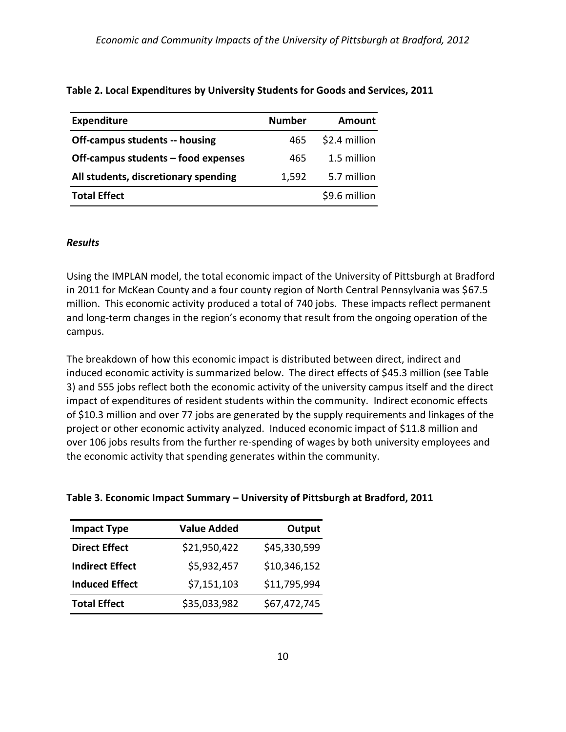**Table 2. Local Expenditures by University Students for Goods and Services, 2011**

| Expenditure | Number | Amount |
|---|---|---|
| **Off-campus students -- housing** | 465 | $2.4 million |
| **Off-campus students – food expenses** | 465 | 1.5 million |
| **All students, discretionary spending** | 1,592 | 5.7 million |
| **Total Effect** | | $9.6 million |

***Results***

Using the IMPLAN model, the total economic impact of the University of Pittsburgh at Bradford in 2011 for McKean County and a four county region of North Central Pennsylvania was $67.5 million. This economic activity produced a total of 740 jobs. These impacts reflect permanent and long-term changes in the region's economy that result from the ongoing operation of the campus.

The breakdown of how this economic impact is distributed between direct, indirect and induced economic activity is summarized below. The direct effects of $45.3 million (see Table 3) and 555 jobs reflect both the economic activity of the university campus itself and the direct impact of expenditures of resident students within the community. Indirect economic effects of $10.3 million and over 77 jobs are generated by the supply requirements and linkages of the project or other economic activity analyzed. Induced economic impact of $11.8 million and over 106 jobs results from the further re-spending of wages by both university employees and the economic activity that spending generates within the community.

**Table 3. Economic Impact Summary – University of Pittsburgh at Bradford, 2011**

| Impact Type | Value Added | Output |
|---|---|---|
| **Direct Effect** | $21,950,422 | $45,330,599 |
| **Indirect Effect** | $5,932,457 | $10,346,152 |
| **Induced Effect** | $7,151,103 | $11,795,994 |
| **Total Effect** | $35,033,982 | $67,472,745 |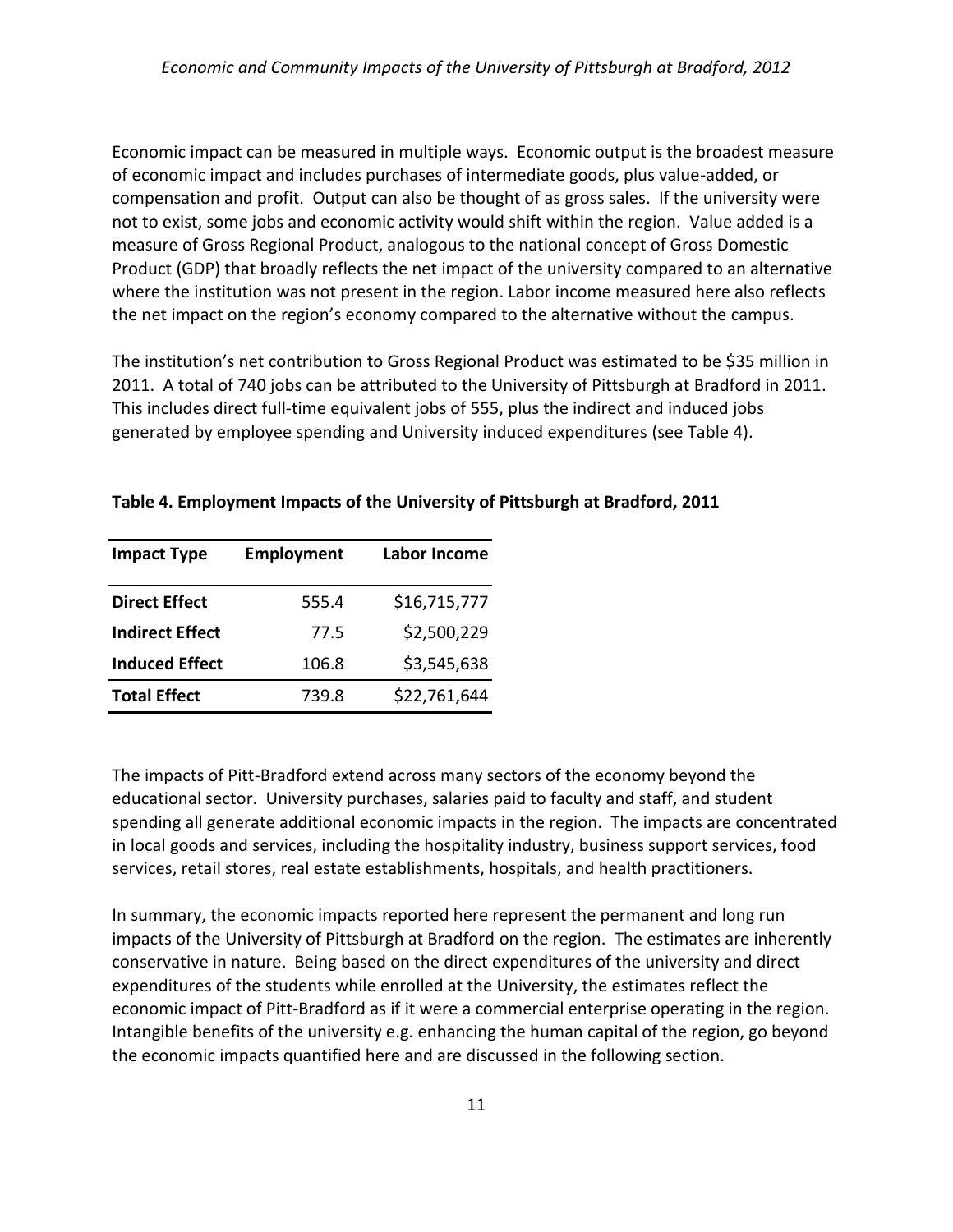Economic impact can be measured in multiple ways. Economic output is the broadest measure of economic impact and includes purchases of intermediate goods, plus value-added, or compensation and profit. Output can also be thought of as gross sales. If the university were not to exist, some jobs and economic activity would shift within the region. Value added is a measure of Gross Regional Product, analogous to the national concept of Gross Domestic Product (GDP) that broadly reflects the net impact of the university compared to an alternative where the institution was not present in the region. Labor income measured here also reflects the net impact on the region's economy compared to the alternative without the campus.

The institution's net contribution to Gross Regional Product was estimated to be $35 million in 2011. A total of 740 jobs can be attributed to the University of Pittsburgh at Bradford in 2011. This includes direct full-time equivalent jobs of 555, plus the indirect and induced jobs generated by employee spending and University induced expenditures (see Table 4).

**Table 4. Employment Impacts of the University of Pittsburgh at Bradford, 2011**

| Impact Type | Employment | Labor Income |
|---|---|---|
| **Direct Effect** | 555.4 | $16,715,777 |
| **Indirect Effect** | 77.5 | $2,500,229 |
| **Induced Effect** | 106.8 | $3,545,638 |
| **Total Effect** | 739.8 | $22,761,644 |

The impacts of Pitt-Bradford extend across many sectors of the economy beyond the educational sector. University purchases, salaries paid to faculty and staff, and student spending all generate additional economic impacts in the region. The impacts are concentrated in local goods and services, including the hospitality industry, business support services, food services, retail stores, real estate establishments, hospitals, and health practitioners.

In summary, the economic impacts reported here represent the permanent and long run impacts of the University of Pittsburgh at Bradford on the region. The estimates are inherently conservative in nature. Being based on the direct expenditures of the university and direct expenditures of the students while enrolled at the University, the estimates reflect the economic impact of Pitt-Bradford as if it were a commercial enterprise operating in the region. Intangible benefits of the university e.g. enhancing the human capital of the region, go beyond the economic impacts quantified here and are discussed in the following section.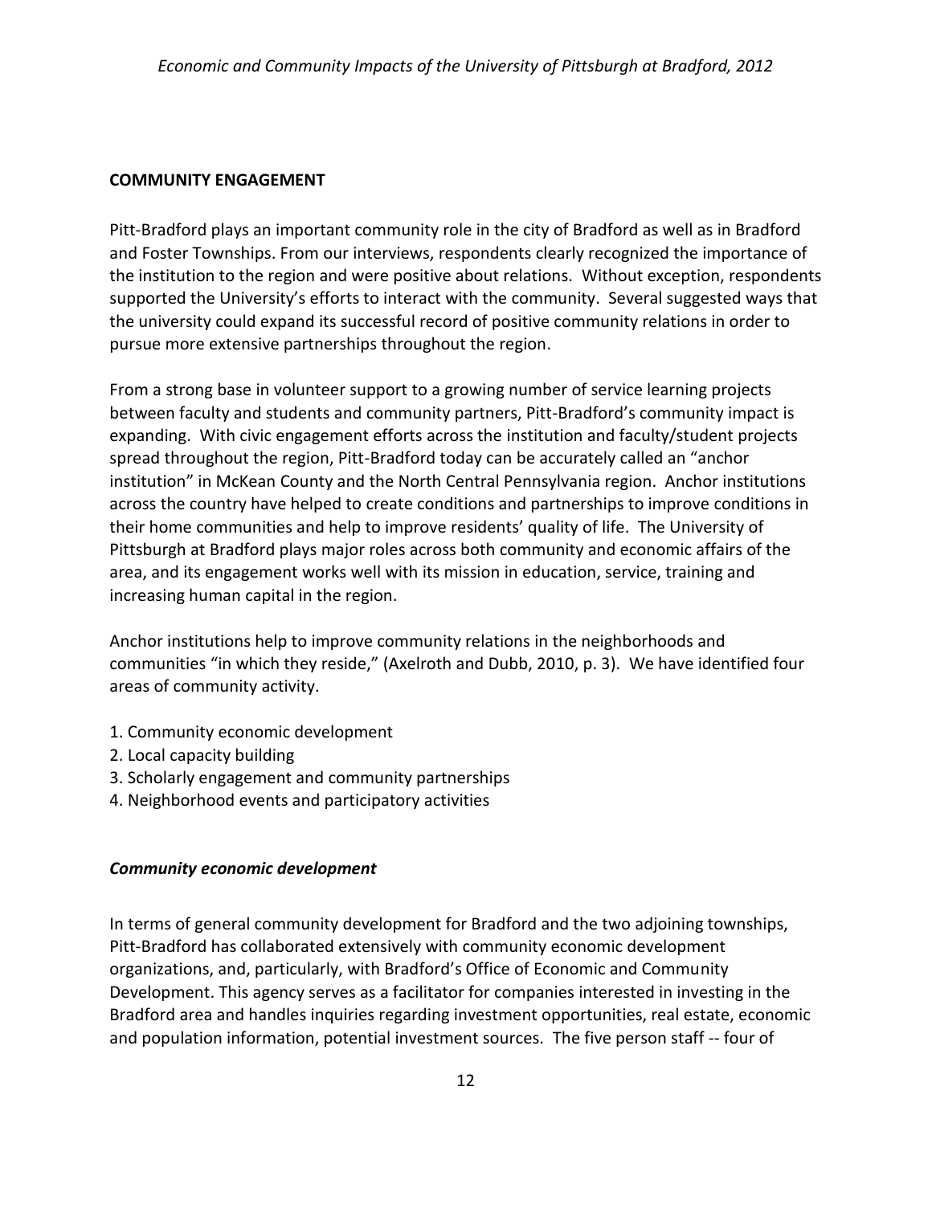## COMMUNITY ENGAGEMENT

Pitt-Bradford plays an important community role in the city of Bradford as well as in Bradford and Foster Townships. From our interviews, respondents clearly recognized the importance of the institution to the region and were positive about relations. Without exception, respondents supported the University's efforts to interact with the community. Several suggested ways that the university could expand its successful record of positive community relations in order to pursue more extensive partnerships throughout the region.

From a strong base in volunteer support to a growing number of service learning projects between faculty and students and community partners, Pitt-Bradford's community impact is expanding. With civic engagement efforts across the institution and faculty/student projects spread throughout the region, Pitt-Bradford today can be accurately called an "anchor institution" in McKean County and the North Central Pennsylvania region. Anchor institutions across the country have helped to create conditions and partnerships to improve conditions in their home communities and help to improve residents' quality of life. The University of Pittsburgh at Bradford plays major roles across both community and economic affairs of the area, and its engagement works well with its mission in education, service, training and increasing human capital in the region.

Anchor institutions help to improve community relations in the neighborhoods and communities "in which they reside," (Axelroth and Dubb, 2010, p. 3). We have identified four areas of community activity.

1. Community economic development
2. Local capacity building
3. Scholarly engagement and community partnerships
4. Neighborhood events and participatory activities

### *Community economic development*

In terms of general community development for Bradford and the two adjoining townships, Pitt-Bradford has collaborated extensively with community economic development organizations, and, particularly, with Bradford's Office of Economic and Community Development. This agency serves as a facilitator for companies interested in investing in the Bradford area and handles inquiries regarding investment opportunities, real estate, economic and population information, potential investment sources. The five person staff -- four of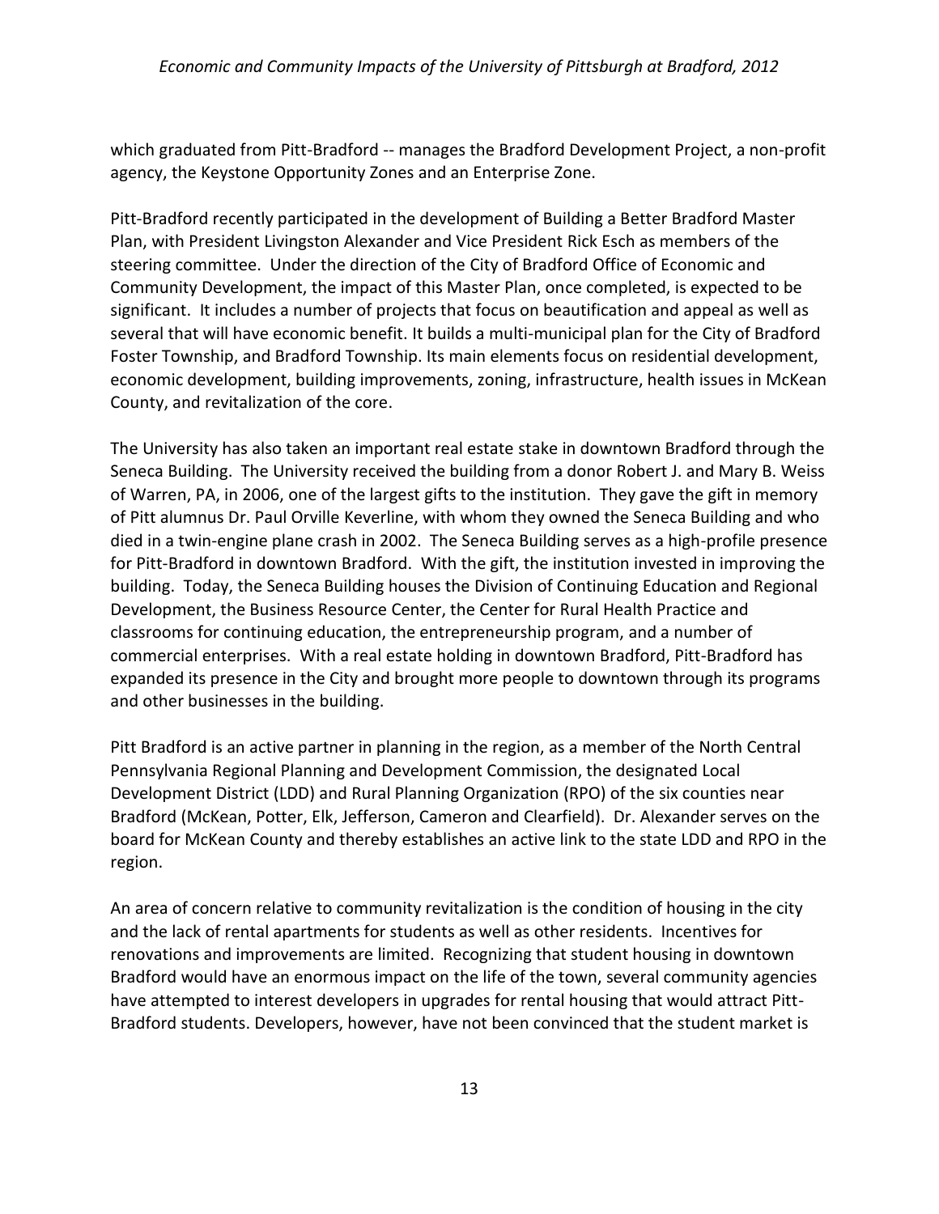which graduated from Pitt-Bradford -- manages the Bradford Development Project, a non-profit agency, the Keystone Opportunity Zones and an Enterprise Zone.

Pitt-Bradford recently participated in the development of Building a Better Bradford Master Plan, with President Livingston Alexander and Vice President Rick Esch as members of the steering committee. Under the direction of the City of Bradford Office of Economic and Community Development, the impact of this Master Plan, once completed, is expected to be significant. It includes a number of projects that focus on beautification and appeal as well as several that will have economic benefit. It builds a multi-municipal plan for the City of Bradford Foster Township, and Bradford Township. Its main elements focus on residential development, economic development, building improvements, zoning, infrastructure, health issues in McKean County, and revitalization of the core.

The University has also taken an important real estate stake in downtown Bradford through the Seneca Building. The University received the building from a donor Robert J. and Mary B. Weiss of Warren, PA, in 2006, one of the largest gifts to the institution. They gave the gift in memory of Pitt alumnus Dr. Paul Orville Keverline, with whom they owned the Seneca Building and who died in a twin-engine plane crash in 2002. The Seneca Building serves as a high-profile presence for Pitt-Bradford in downtown Bradford. With the gift, the institution invested in improving the building. Today, the Seneca Building houses the Division of Continuing Education and Regional Development, the Business Resource Center, the Center for Rural Health Practice and classrooms for continuing education, the entrepreneurship program, and a number of commercial enterprises. With a real estate holding in downtown Bradford, Pitt-Bradford has expanded its presence in the City and brought more people to downtown through its programs and other businesses in the building.

Pitt Bradford is an active partner in planning in the region, as a member of the North Central Pennsylvania Regional Planning and Development Commission, the designated Local Development District (LDD) and Rural Planning Organization (RPO) of the six counties near Bradford (McKean, Potter, Elk, Jefferson, Cameron and Clearfield). Dr. Alexander serves on the board for McKean County and thereby establishes an active link to the state LDD and RPO in the region.

An area of concern relative to community revitalization is the condition of housing in the city and the lack of rental apartments for students as well as other residents. Incentives for renovations and improvements are limited. Recognizing that student housing in downtown Bradford would have an enormous impact on the life of the town, several community agencies have attempted to interest developers in upgrades for rental housing that would attract Pitt-Bradford students. Developers, however, have not been convinced that the student market is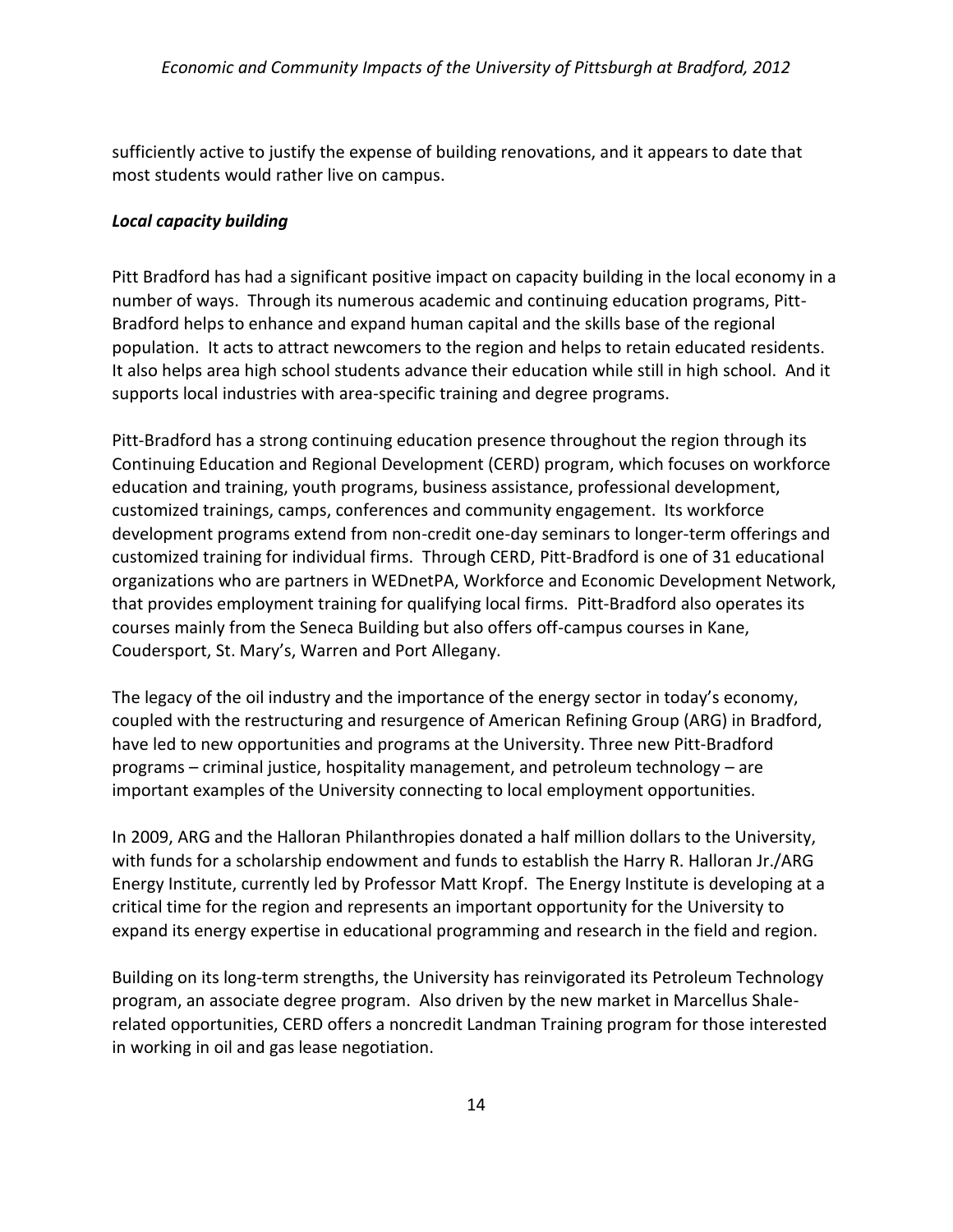sufficiently active to justify the expense of building renovations, and it appears to date that most students would rather live on campus.

### *Local capacity building*

Pitt Bradford has had a significant positive impact on capacity building in the local economy in a number of ways. Through its numerous academic and continuing education programs, Pitt-Bradford helps to enhance and expand human capital and the skills base of the regional population. It acts to attract newcomers to the region and helps to retain educated residents. It also helps area high school students advance their education while still in high school. And it supports local industries with area-specific training and degree programs.

Pitt-Bradford has a strong continuing education presence throughout the region through its Continuing Education and Regional Development (CERD) program, which focuses on workforce education and training, youth programs, business assistance, professional development, customized trainings, camps, conferences and community engagement. Its workforce development programs extend from non-credit one-day seminars to longer-term offerings and customized training for individual firms. Through CERD, Pitt-Bradford is one of 31 educational organizations who are partners in WEDnetPA, Workforce and Economic Development Network, that provides employment training for qualifying local firms. Pitt-Bradford also operates its courses mainly from the Seneca Building but also offers off-campus courses in Kane, Coudersport, St. Mary's, Warren and Port Allegany.

The legacy of the oil industry and the importance of the energy sector in today's economy, coupled with the restructuring and resurgence of American Refining Group (ARG) in Bradford, have led to new opportunities and programs at the University. Three new Pitt-Bradford programs – criminal justice, hospitality management, and petroleum technology – are important examples of the University connecting to local employment opportunities.

In 2009, ARG and the Halloran Philanthropies donated a half million dollars to the University, with funds for a scholarship endowment and funds to establish the Harry R. Halloran Jr./ARG Energy Institute, currently led by Professor Matt Kropf. The Energy Institute is developing at a critical time for the region and represents an important opportunity for the University to expand its energy expertise in educational programming and research in the field and region.

Building on its long-term strengths, the University has reinvigorated its Petroleum Technology program, an associate degree program. Also driven by the new market in Marcellus Shale-related opportunities, CERD offers a noncredit Landman Training program for those interested in working in oil and gas lease negotiation.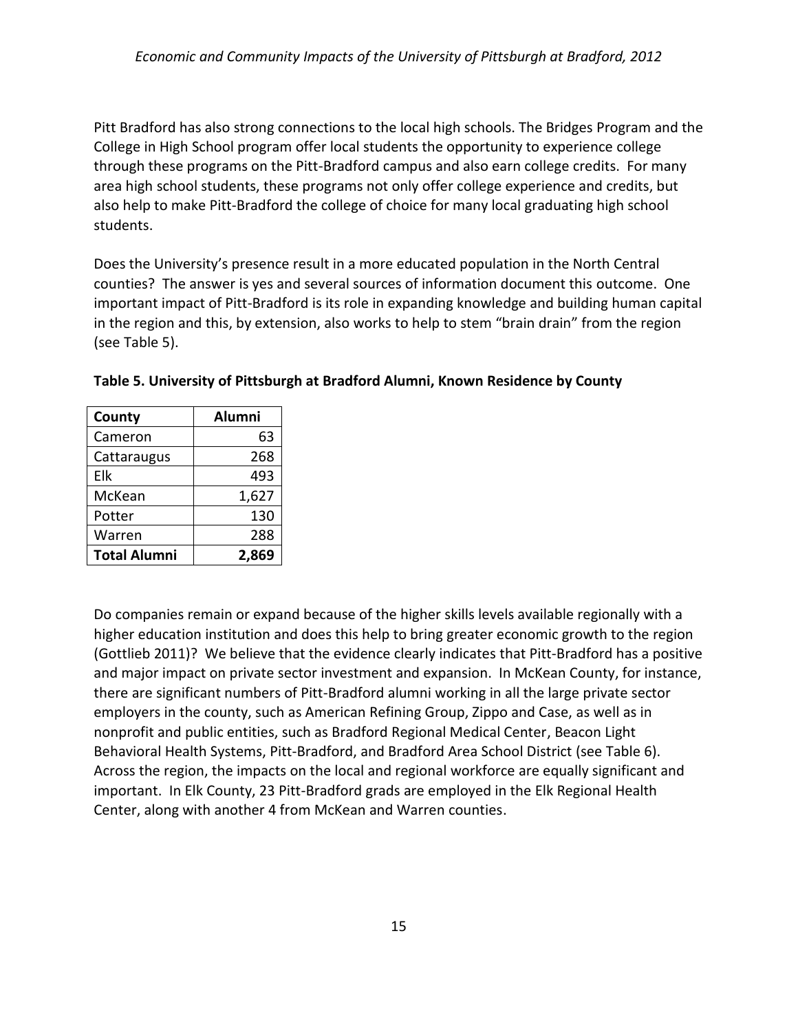Pitt Bradford has also strong connections to the local high schools. The Bridges Program and the College in High School program offer local students the opportunity to experience college through these programs on the Pitt-Bradford campus and also earn college credits. For many area high school students, these programs not only offer college experience and credits, but also help to make Pitt-Bradford the college of choice for many local graduating high school students.

Does the University's presence result in a more educated population in the North Central counties? The answer is yes and several sources of information document this outcome. One important impact of Pitt-Bradford is its role in expanding knowledge and building human capital in the region and this, by extension, also works to help to stem "brain drain" from the region (see Table 5).

**Table 5. University of Pittsburgh at Bradford Alumni, Known Residence by County**

| County | Alumni |
|---|---:|
| Cameron | 63 |
| Cattaraugus | 268 |
| Elk | 493 |
| McKean | 1,627 |
| Potter | 130 |
| Warren | 288 |
| **Total Alumni** | **2,869** |

Do companies remain or expand because of the higher skills levels available regionally with a higher education institution and does this help to bring greater economic growth to the region (Gottlieb 2011)? We believe that the evidence clearly indicates that Pitt-Bradford has a positive and major impact on private sector investment and expansion. In McKean County, for instance, there are significant numbers of Pitt-Bradford alumni working in all the large private sector employers in the county, such as American Refining Group, Zippo and Case, as well as in nonprofit and public entities, such as Bradford Regional Medical Center, Beacon Light Behavioral Health Systems, Pitt-Bradford, and Bradford Area School District (see Table 6). Across the region, the impacts on the local and regional workforce are equally significant and important. In Elk County, 23 Pitt-Bradford grads are employed in the Elk Regional Health Center, along with another 4 from McKean and Warren counties.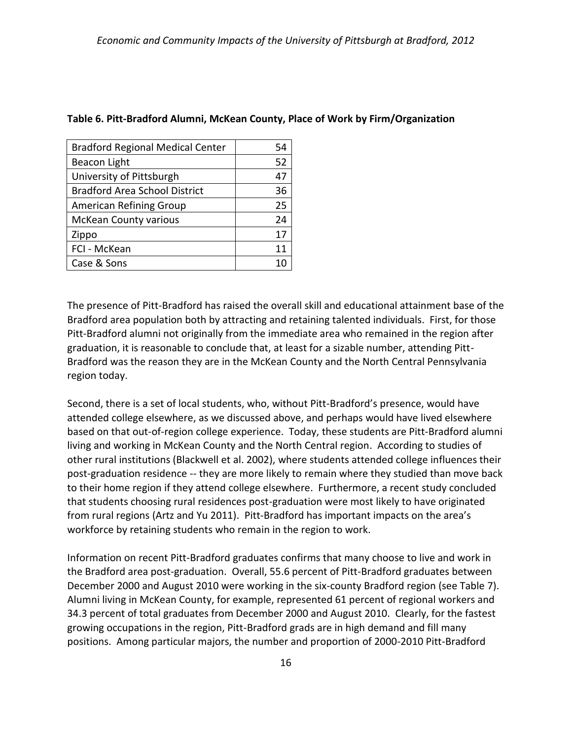**Table 6. Pitt-Bradford Alumni, McKean County, Place of Work by Firm/Organization**

| Firm/Organization | Number |
|---|---|
| Bradford Regional Medical Center | 54 |
| Beacon Light | 52 |
| University of Pittsburgh | 47 |
| Bradford Area School District | 36 |
| American Refining Group | 25 |
| McKean County various | 24 |
| Zippo | 17 |
| FCI - McKean | 11 |
| Case & Sons | 10 |

The presence of Pitt-Bradford has raised the overall skill and educational attainment base of the Bradford area population both by attracting and retaining talented individuals. First, for those Pitt-Bradford alumni not originally from the immediate area who remained in the region after graduation, it is reasonable to conclude that, at least for a sizable number, attending Pitt-Bradford was the reason they are in the McKean County and the North Central Pennsylvania region today.

Second, there is a set of local students, who, without Pitt-Bradford's presence, would have attended college elsewhere, as we discussed above, and perhaps would have lived elsewhere based on that out-of-region college experience. Today, these students are Pitt-Bradford alumni living and working in McKean County and the North Central region. According to studies of other rural institutions (Blackwell et al. 2002), where students attended college influences their post-graduation residence -- they are more likely to remain where they studied than move back to their home region if they attend college elsewhere. Furthermore, a recent study concluded that students choosing rural residences post-graduation were most likely to have originated from rural regions (Artz and Yu 2011). Pitt-Bradford has important impacts on the area's workforce by retaining students who remain in the region to work.

Information on recent Pitt-Bradford graduates confirms that many choose to live and work in the Bradford area post-graduation. Overall, 55.6 percent of Pitt-Bradford graduates between December 2000 and August 2010 were working in the six-county Bradford region (see Table 7). Alumni living in McKean County, for example, represented 61 percent of regional workers and 34.3 percent of total graduates from December 2000 and August 2010. Clearly, for the fastest growing occupations in the region, Pitt-Bradford grads are in high demand and fill many positions. Among particular majors, the number and proportion of 2000-2010 Pitt-Bradford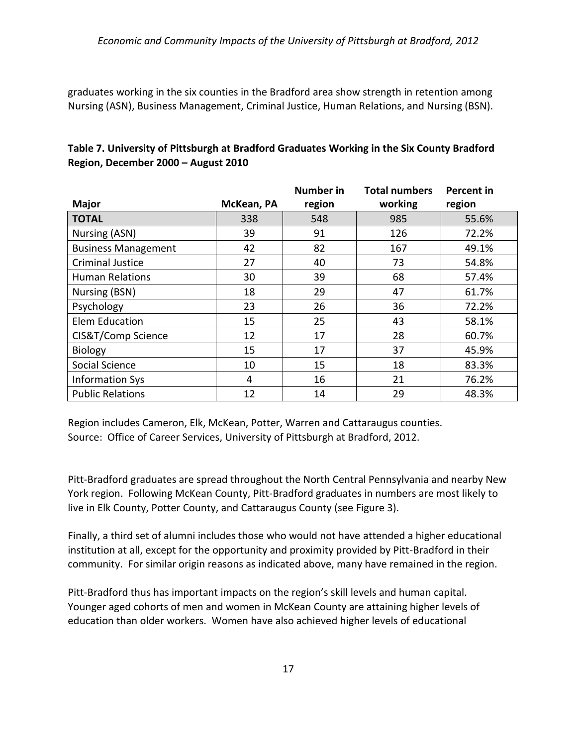graduates working in the six counties in the Bradford area show strength in retention among Nursing (ASN), Business Management, Criminal Justice, Human Relations, and Nursing (BSN).

**Table 7. University of Pittsburgh at Bradford Graduates Working in the Six County Bradford Region, December 2000 – August 2010**

| Major | McKean, PA | Number in region | Total numbers working | Percent in region |
|---|---|---|---|---|
| **TOTAL** | 338 | 548 | 985 | 55.6% |
| Nursing (ASN) | 39 | 91 | 126 | 72.2% |
| Business Management | 42 | 82 | 167 | 49.1% |
| Criminal Justice | 27 | 40 | 73 | 54.8% |
| Human Relations | 30 | 39 | 68 | 57.4% |
| Nursing (BSN) | 18 | 29 | 47 | 61.7% |
| Psychology | 23 | 26 | 36 | 72.2% |
| Elem Education | 15 | 25 | 43 | 58.1% |
| CIS&T/Comp Science | 12 | 17 | 28 | 60.7% |
| Biology | 15 | 17 | 37 | 45.9% |
| Social Science | 10 | 15 | 18 | 83.3% |
| Information Sys | 4 | 16 | 21 | 76.2% |
| Public Relations | 12 | 14 | 29 | 48.3% |

Region includes Cameron, Elk, McKean, Potter, Warren and Cattaraugus counties.
Source: Office of Career Services, University of Pittsburgh at Bradford, 2012.

Pitt-Bradford graduates are spread throughout the North Central Pennsylvania and nearby New York region. Following McKean County, Pitt-Bradford graduates in numbers are most likely to live in Elk County, Potter County, and Cattaraugus County (see Figure 3).

Finally, a third set of alumni includes those who would not have attended a higher educational institution at all, except for the opportunity and proximity provided by Pitt-Bradford in their community. For similar origin reasons as indicated above, many have remained in the region.

Pitt-Bradford thus has important impacts on the region's skill levels and human capital. Younger aged cohorts of men and women in McKean County are attaining higher levels of education than older workers. Women have also achieved higher levels of educational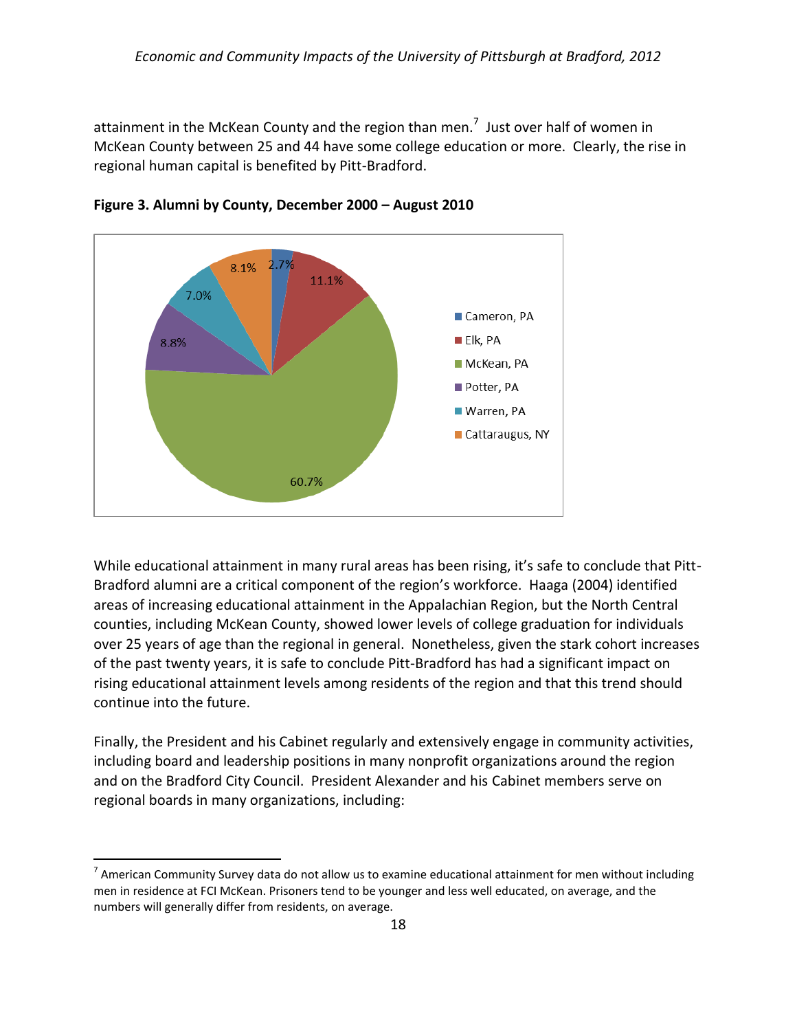attainment in the McKean County and the region than men.[7] Just over half of women in McKean County between 25 and 44 have some college education or more. Clearly, the rise in regional human capital is benefited by Pitt-Bradford.

**Figure 3. Alumni by County, December 2000 – August 2010**

| County | Percent |
|---|---|
| Cameron, PA | 2.7% |
| Elk, PA | 11.1% |
| McKean, PA | 60.7% |
| Potter, PA | 8.8% |
| Warren, PA | 7.0% |
| Cattaraugus, NY | 8.1% |

While educational attainment in many rural areas has been rising, it's safe to conclude that Pitt-Bradford alumni are a critical component of the region's workforce. Haaga (2004) identified areas of increasing educational attainment in the Appalachian Region, but the North Central counties, including McKean County, showed lower levels of college graduation for individuals over 25 years of age than the regional in general. Nonetheless, given the stark cohort increases of the past twenty years, it is safe to conclude Pitt-Bradford has had a significant impact on rising educational attainment levels among residents of the region and that this trend should continue into the future.

Finally, the President and his Cabinet regularly and extensively engage in community activities, including board and leadership positions in many nonprofit organizations around the region and on the Bradford City Council. President Alexander and his Cabinet members serve on regional boards in many organizations, including:

[7] American Community Survey data do not allow us to examine educational attainment for men without including men in residence at FCI McKean. Prisoners tend to be younger and less well educated, on average, and the numbers will generally differ from residents, on average.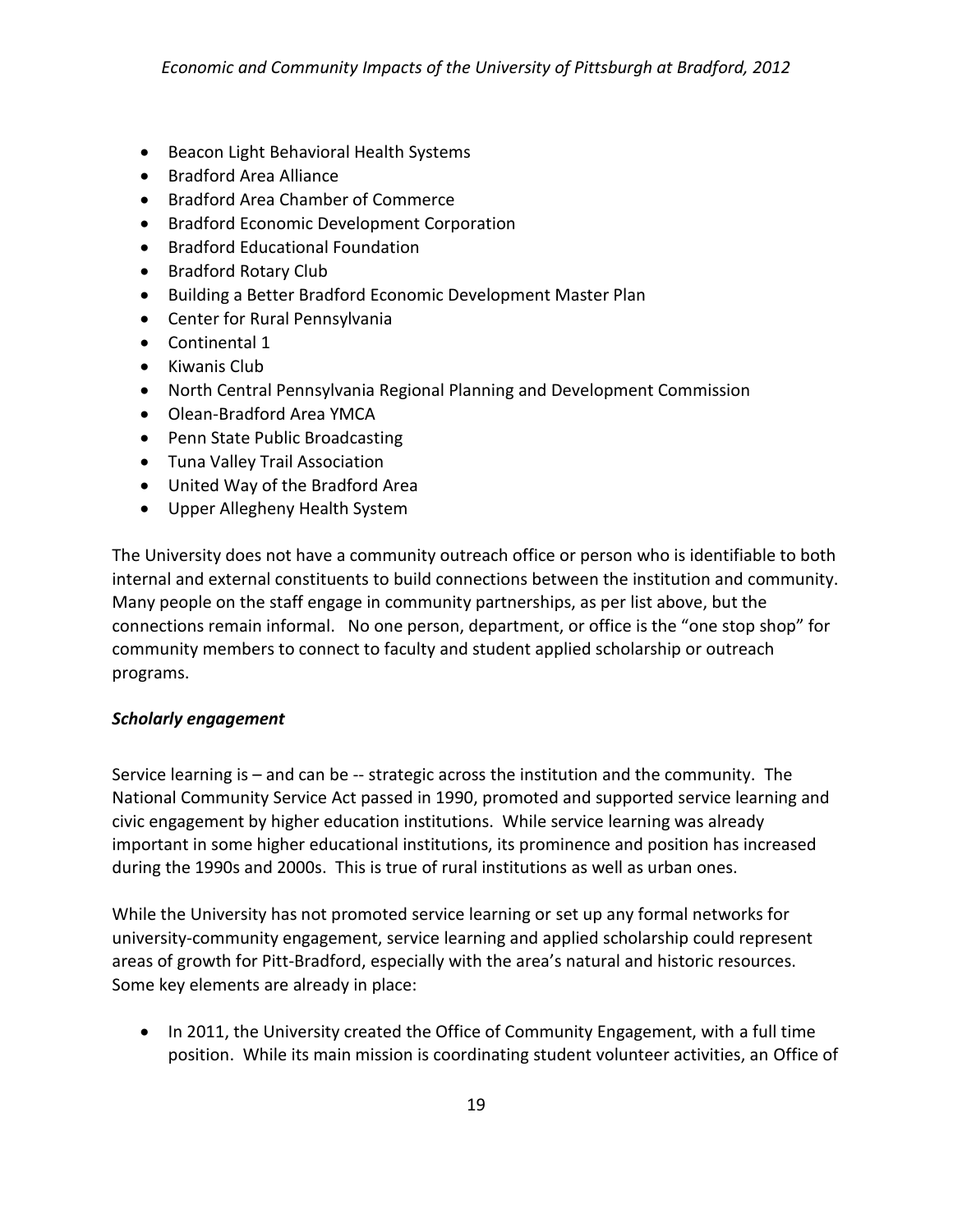- Beacon Light Behavioral Health Systems
- Bradford Area Alliance
- Bradford Area Chamber of Commerce
- Bradford Economic Development Corporation
- Bradford Educational Foundation
- Bradford Rotary Club
- Building a Better Bradford Economic Development Master Plan
- Center for Rural Pennsylvania
- Continental 1
- Kiwanis Club
- North Central Pennsylvania Regional Planning and Development Commission
- Olean-Bradford Area YMCA
- Penn State Public Broadcasting
- Tuna Valley Trail Association
- United Way of the Bradford Area
- Upper Allegheny Health System

The University does not have a community outreach office or person who is identifiable to both internal and external constituents to build connections between the institution and community. Many people on the staff engage in community partnerships, as per list above, but the connections remain informal. No one person, department, or office is the "one stop shop" for community members to connect to faculty and student applied scholarship or outreach programs.

***Scholarly engagement***

Service learning is – and can be -- strategic across the institution and the community. The National Community Service Act passed in 1990, promoted and supported service learning and civic engagement by higher education institutions. While service learning was already important in some higher educational institutions, its prominence and position has increased during the 1990s and 2000s. This is true of rural institutions as well as urban ones.

While the University has not promoted service learning or set up any formal networks for university-community engagement, service learning and applied scholarship could represent areas of growth for Pitt-Bradford, especially with the area's natural and historic resources. Some key elements are already in place:

- In 2011, the University created the Office of Community Engagement, with a full time position. While its main mission is coordinating student volunteer activities, an Office of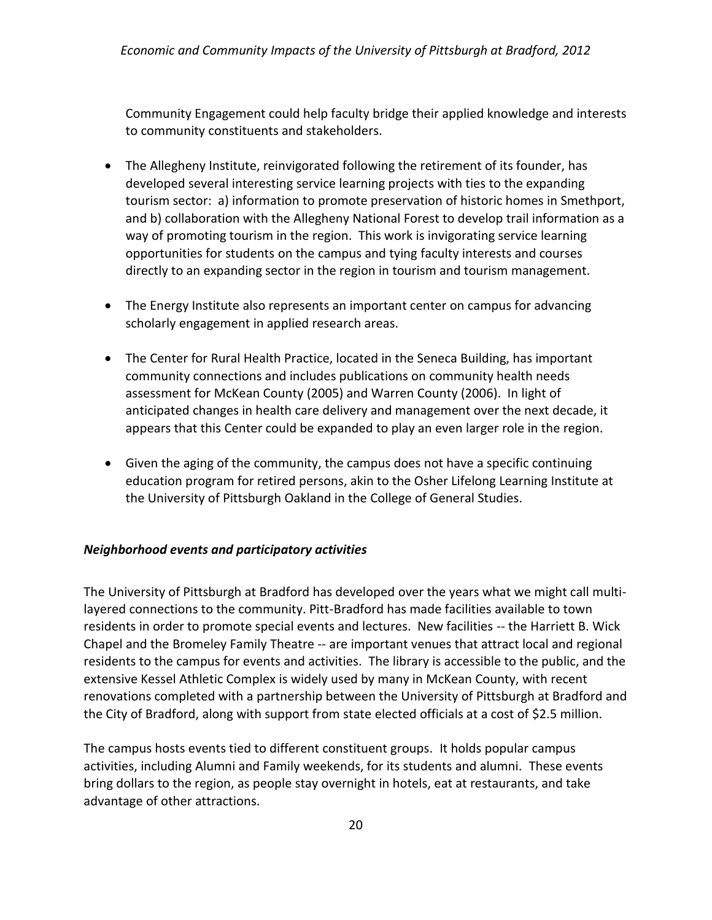Community Engagement could help faculty bridge their applied knowledge and interests to community constituents and stakeholders.

- The Allegheny Institute, reinvigorated following the retirement of its founder, has developed several interesting service learning projects with ties to the expanding tourism sector: a) information to promote preservation of historic homes in Smethport, and b) collaboration with the Allegheny National Forest to develop trail information as a way of promoting tourism in the region. This work is invigorating service learning opportunities for students on the campus and tying faculty interests and courses directly to an expanding sector in the region in tourism and tourism management.

- The Energy Institute also represents an important center on campus for advancing scholarly engagement in applied research areas.

- The Center for Rural Health Practice, located in the Seneca Building, has important community connections and includes publications on community health needs assessment for McKean County (2005) and Warren County (2006). In light of anticipated changes in health care delivery and management over the next decade, it appears that this Center could be expanded to play an even larger role in the region.

- Given the aging of the community, the campus does not have a specific continuing education program for retired persons, akin to the Osher Lifelong Learning Institute at the University of Pittsburgh Oakland in the College of General Studies.

### *Neighborhood events and participatory activities*

The University of Pittsburgh at Bradford has developed over the years what we might call multi-layered connections to the community. Pitt-Bradford has made facilities available to town residents in order to promote special events and lectures. New facilities -- the Harriett B. Wick Chapel and the Bromeley Family Theatre -- are important venues that attract local and regional residents to the campus for events and activities. The library is accessible to the public, and the extensive Kessel Athletic Complex is widely used by many in McKean County, with recent renovations completed with a partnership between the University of Pittsburgh at Bradford and the City of Bradford, along with support from state elected officials at a cost of $2.5 million.

The campus hosts events tied to different constituent groups. It holds popular campus activities, including Alumni and Family weekends, for its students and alumni. These events bring dollars to the region, as people stay overnight in hotels, eat at restaurants, and take advantage of other attractions.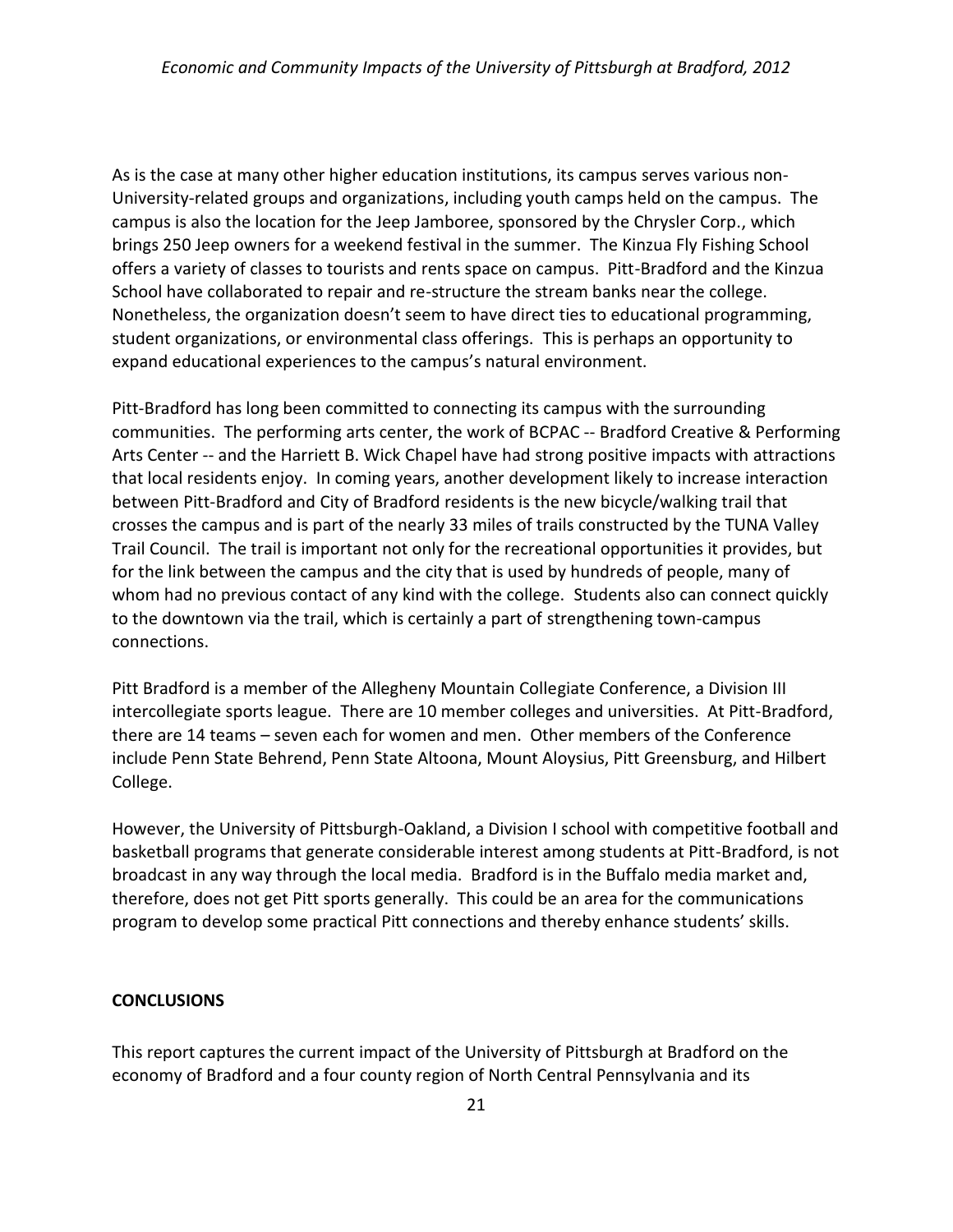As is the case at many other higher education institutions, its campus serves various non-University-related groups and organizations, including youth camps held on the campus. The campus is also the location for the Jeep Jamboree, sponsored by the Chrysler Corp., which brings 250 Jeep owners for a weekend festival in the summer. The Kinzua Fly Fishing School offers a variety of classes to tourists and rents space on campus. Pitt-Bradford and the Kinzua School have collaborated to repair and re-structure the stream banks near the college. Nonetheless, the organization doesn't seem to have direct ties to educational programming, student organizations, or environmental class offerings. This is perhaps an opportunity to expand educational experiences to the campus's natural environment.

Pitt-Bradford has long been committed to connecting its campus with the surrounding communities. The performing arts center, the work of BCPAC -- Bradford Creative & Performing Arts Center -- and the Harriett B. Wick Chapel have had strong positive impacts with attractions that local residents enjoy. In coming years, another development likely to increase interaction between Pitt-Bradford and City of Bradford residents is the new bicycle/walking trail that crosses the campus and is part of the nearly 33 miles of trails constructed by the TUNA Valley Trail Council. The trail is important not only for the recreational opportunities it provides, but for the link between the campus and the city that is used by hundreds of people, many of whom had no previous contact of any kind with the college. Students also can connect quickly to the downtown via the trail, which is certainly a part of strengthening town-campus connections.

Pitt Bradford is a member of the Allegheny Mountain Collegiate Conference, a Division III intercollegiate sports league. There are 10 member colleges and universities. At Pitt-Bradford, there are 14 teams – seven each for women and men. Other members of the Conference include Penn State Behrend, Penn State Altoona, Mount Aloysius, Pitt Greensburg, and Hilbert College.

However, the University of Pittsburgh-Oakland, a Division I school with competitive football and basketball programs that generate considerable interest among students at Pitt-Bradford, is not broadcast in any way through the local media. Bradford is in the Buffalo media market and, therefore, does not get Pitt sports generally. This could be an area for the communications program to develop some practical Pitt connections and thereby enhance students' skills.

## CONCLUSIONS

This report captures the current impact of the University of Pittsburgh at Bradford on the economy of Bradford and a four county region of North Central Pennsylvania and its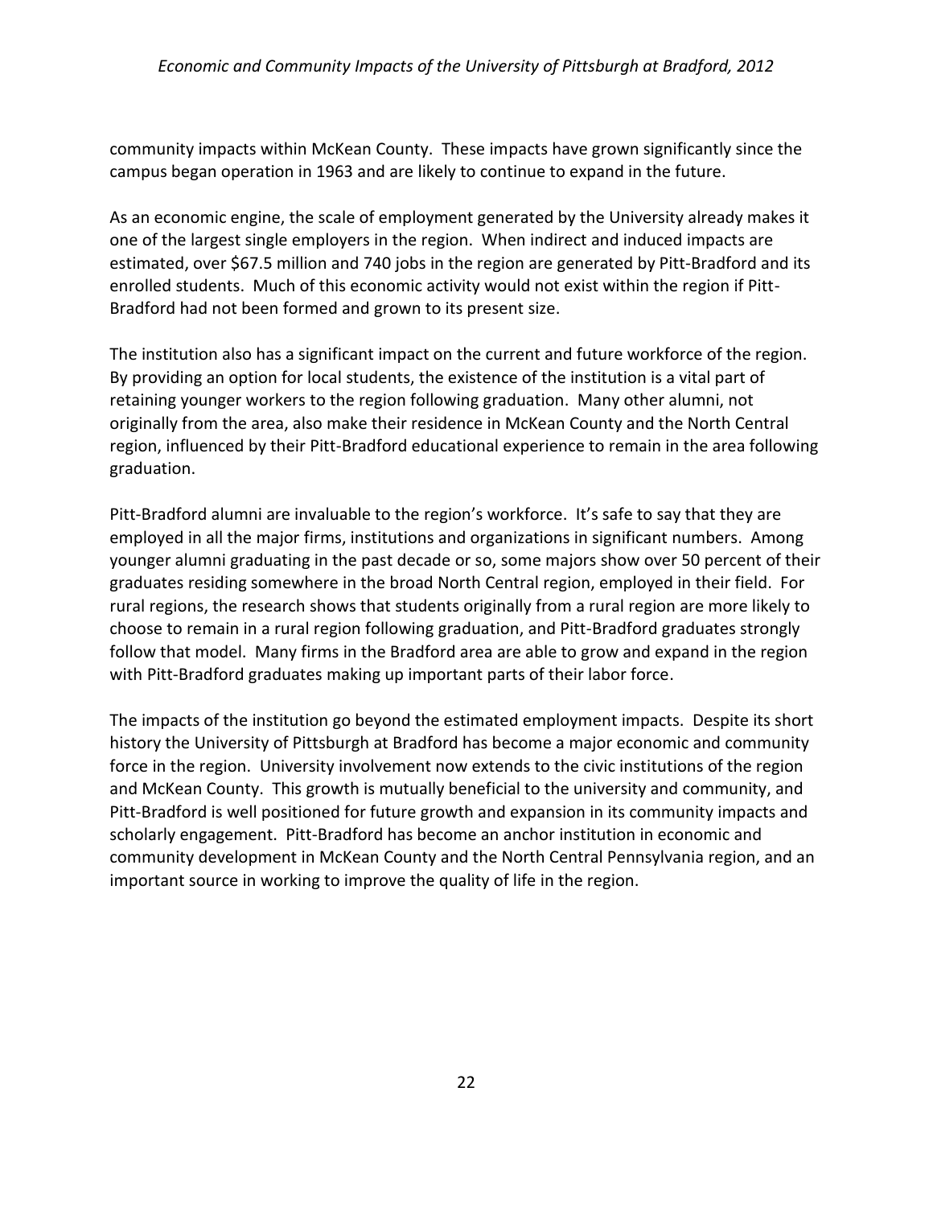community impacts within McKean County. These impacts have grown significantly since the campus began operation in 1963 and are likely to continue to expand in the future.

As an economic engine, the scale of employment generated by the University already makes it one of the largest single employers in the region. When indirect and induced impacts are estimated, over $67.5 million and 740 jobs in the region are generated by Pitt-Bradford and its enrolled students. Much of this economic activity would not exist within the region if Pitt-Bradford had not been formed and grown to its present size.

The institution also has a significant impact on the current and future workforce of the region. By providing an option for local students, the existence of the institution is a vital part of retaining younger workers to the region following graduation. Many other alumni, not originally from the area, also make their residence in McKean County and the North Central region, influenced by their Pitt-Bradford educational experience to remain in the area following graduation.

Pitt-Bradford alumni are invaluable to the region's workforce. It's safe to say that they are employed in all the major firms, institutions and organizations in significant numbers. Among younger alumni graduating in the past decade or so, some majors show over 50 percent of their graduates residing somewhere in the broad North Central region, employed in their field. For rural regions, the research shows that students originally from a rural region are more likely to choose to remain in a rural region following graduation, and Pitt-Bradford graduates strongly follow that model. Many firms in the Bradford area are able to grow and expand in the region with Pitt-Bradford graduates making up important parts of their labor force.

The impacts of the institution go beyond the estimated employment impacts. Despite its short history the University of Pittsburgh at Bradford has become a major economic and community force in the region. University involvement now extends to the civic institutions of the region and McKean County. This growth is mutually beneficial to the university and community, and Pitt-Bradford is well positioned for future growth and expansion in its community impacts and scholarly engagement. Pitt-Bradford has become an anchor institution in economic and community development in McKean County and the North Central Pennsylvania region, and an important source in working to improve the quality of life in the region.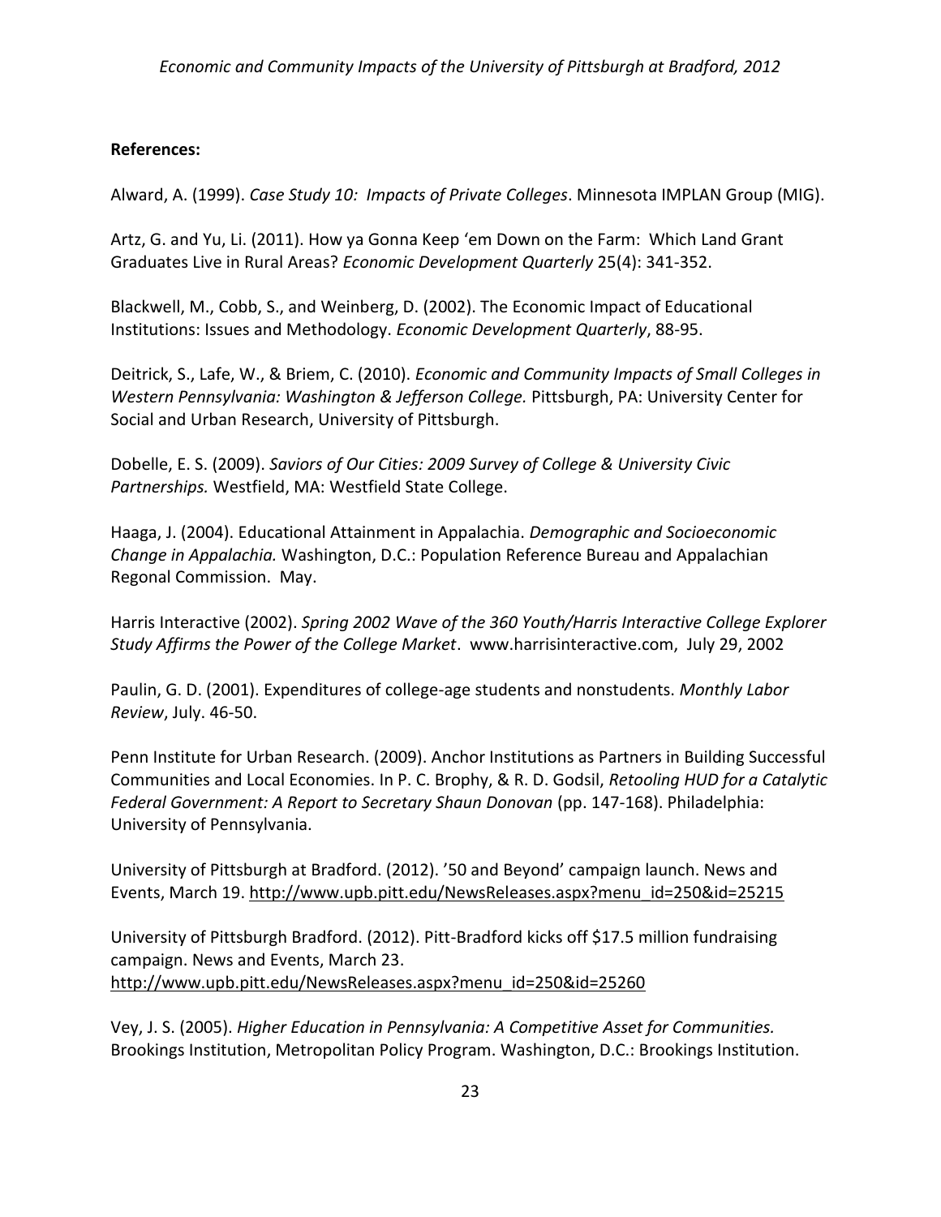**References:**

Alward, A. (1999). *Case Study 10: Impacts of Private Colleges*. Minnesota IMPLAN Group (MIG).

Artz, G. and Yu, Li. (2011). How ya Gonna Keep 'em Down on the Farm: Which Land Grant Graduates Live in Rural Areas? *Economic Development Quarterly* 25(4): 341-352.

Blackwell, M., Cobb, S., and Weinberg, D. (2002). The Economic Impact of Educational Institutions: Issues and Methodology. *Economic Development Quarterly*, 88-95.

Deitrick, S., Lafe, W., & Briem, C. (2010). *Economic and Community Impacts of Small Colleges in Western Pennsylvania: Washington & Jefferson College.* Pittsburgh, PA: University Center for Social and Urban Research, University of Pittsburgh.

Dobelle, E. S. (2009). *Saviors of Our Cities: 2009 Survey of College & University Civic Partnerships.* Westfield, MA: Westfield State College.

Haaga, J. (2004). Educational Attainment in Appalachia. *Demographic and Socioeconomic Change in Appalachia.* Washington, D.C.: Population Reference Bureau and Appalachian Regonal Commission. May.

Harris Interactive (2002). *Spring 2002 Wave of the 360 Youth/Harris Interactive College Explorer Study Affirms the Power of the College Market*. www.harrisinteractive.com, July 29, 2002

Paulin, G. D. (2001). Expenditures of college-age students and nonstudents. *Monthly Labor Review*, July. 46-50.

Penn Institute for Urban Research. (2009). Anchor Institutions as Partners in Building Successful Communities and Local Economies. In P. C. Brophy, & R. D. Godsil, *Retooling HUD for a Catalytic Federal Government: A Report to Secretary Shaun Donovan* (pp. 147-168). Philadelphia: University of Pennsylvania.

University of Pittsburgh at Bradford. (2012). '50 and Beyond' campaign launch. News and Events, March 19. http://www.upb.pitt.edu/NewsReleases.aspx?menu_id=250&id=25215

University of Pittsburgh Bradford. (2012). Pitt-Bradford kicks off $17.5 million fundraising campaign. News and Events, March 23. http://www.upb.pitt.edu/NewsReleases.aspx?menu_id=250&id=25260

Vey, J. S. (2005). *Higher Education in Pennsylvania: A Competitive Asset for Communities.* Brookings Institution, Metropolitan Policy Program. Washington, D.C.: Brookings Institution.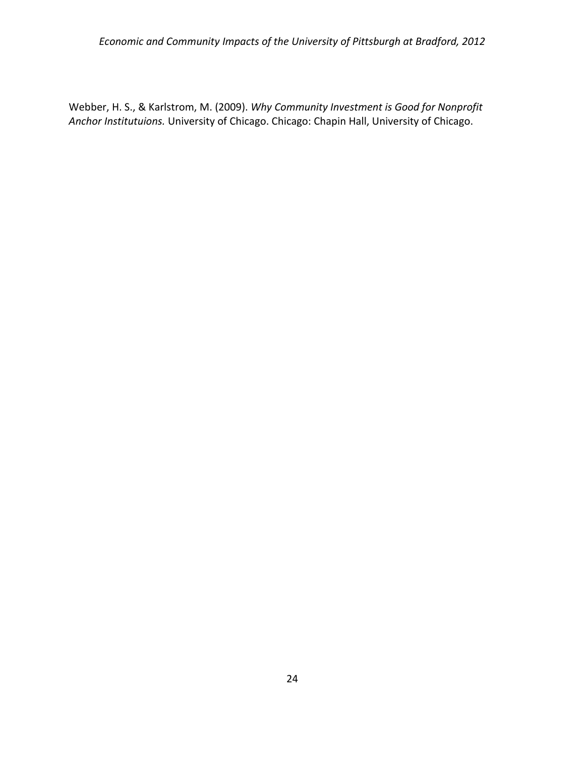Webber, H. S., & Karlstrom, M. (2009). *Why Community Investment is Good for Nonprofit Anchor Institutuions.* University of Chicago. Chicago: Chapin Hall, University of Chicago.